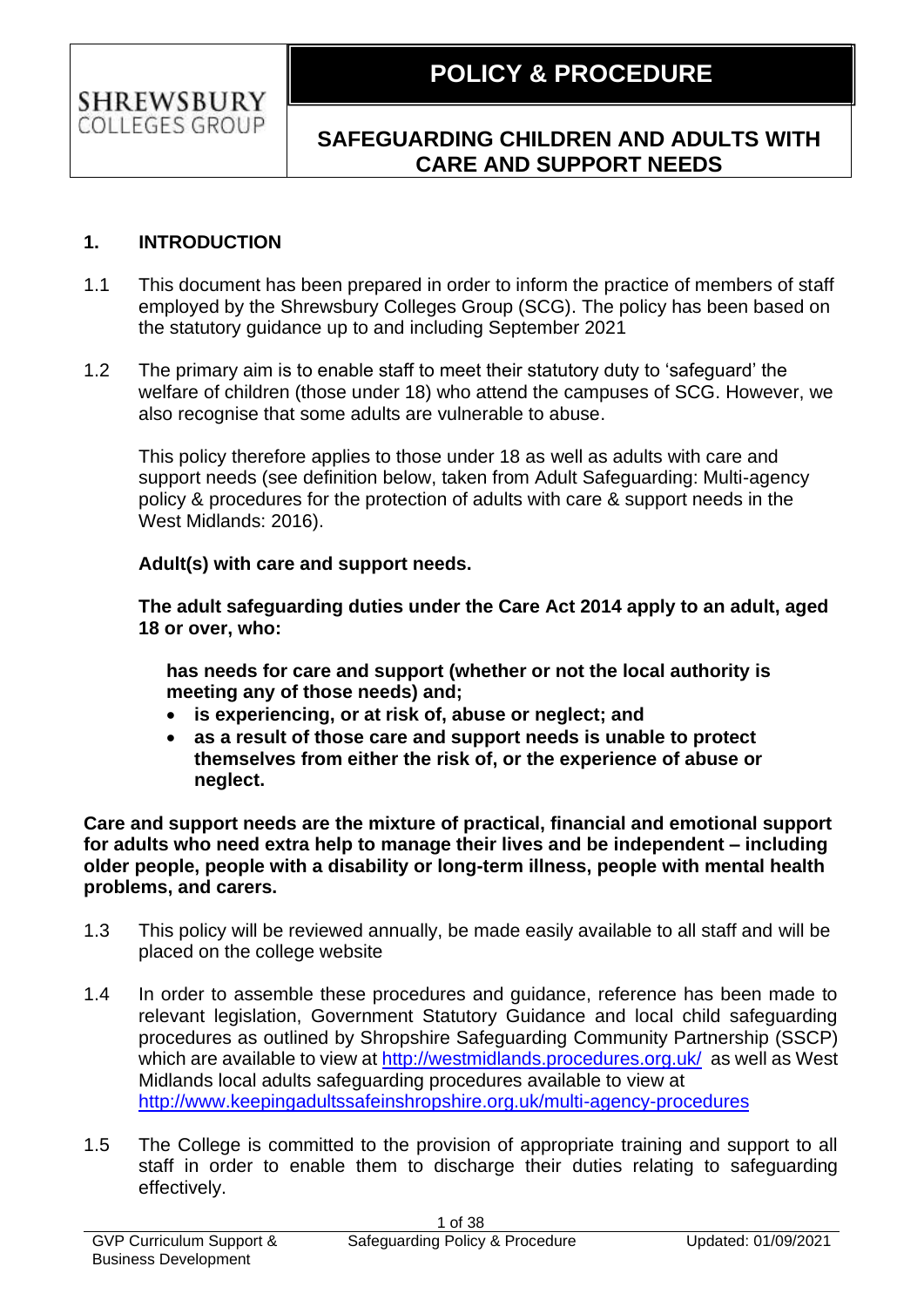SHREWSBURY
COLLEGES GROUP

# POLICY & PROCEDURE

## SAFEGUARDING CHILDREN AND ADULTS WITH CARE AND SUPPORT NEEDS

### 1. INTRODUCTION

1.1 This document has been prepared in order to inform the practice of members of staff employed by the Shrewsbury Colleges Group (SCG). The policy has been based on the statutory guidance up to and including September 2021

1.2 The primary aim is to enable staff to meet their statutory duty to 'safeguard' the welfare of children (those under 18) who attend the campuses of SCG. However, we also recognise that some adults are vulnerable to abuse.

This policy therefore applies to those under 18 as well as adults with care and support needs (see definition below, taken from Adult Safeguarding: Multi-agency policy & procedures for the protection of adults with care & support needs in the West Midlands: 2016).

**Adult(s) with care and support needs.**

**The adult safeguarding duties under the Care Act 2014 apply to an adult, aged 18 or over, who:**

**has needs for care and support (whether or not the local authority is meeting any of those needs) and;**

- **is experiencing, or at risk of, abuse or neglect; and**
- **as a result of those care and support needs is unable to protect themselves from either the risk of, or the experience of abuse or neglect.**

**Care and support needs are the mixture of practical, financial and emotional support for adults who need extra help to manage their lives and be independent – including older people, people with a disability or long-term illness, people with mental health problems, and carers.**

1.3 This policy will be reviewed annually, be made easily available to all staff and will be placed on the college website

1.4 In order to assemble these procedures and guidance, reference has been made to relevant legislation, Government Statutory Guidance and local child safeguarding procedures as outlined by Shropshire Safeguarding Community Partnership (SSCP) which are available to view at http://westmidlands.procedures.org.uk/ as well as West Midlands local adults safeguarding procedures available to view at http://www.keepingadultssafeinshropshire.org.uk/multi-agency-procedures

1.5 The College is committed to the provision of appropriate training and support to all staff in order to enable them to discharge their duties relating to safeguarding effectively.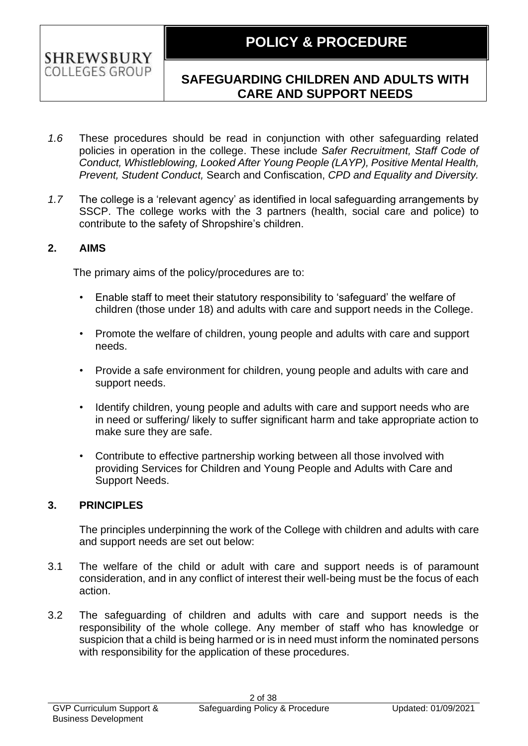*1.6* These procedures should be read in conjunction with other safeguarding related policies in operation in the college. These include *Safer Recruitment, Staff Code of Conduct, Whistleblowing, Looked After Young People (LAYP), Positive Mental Health, Prevent, Student Conduct,* Search and Confiscation, *CPD and Equality and Diversity.*

*1.7* The college is a 'relevant agency' as identified in local safeguarding arrangements by SSCP. The college works with the 3 partners (health, social care and police) to contribute to the safety of Shropshire's children.

## 2. AIMS

The primary aims of the policy/procedures are to:

- Enable staff to meet their statutory responsibility to 'safeguard' the welfare of children (those under 18) and adults with care and support needs in the College.
- Promote the welfare of children, young people and adults with care and support needs.
- Provide a safe environment for children, young people and adults with care and support needs.
- Identify children, young people and adults with care and support needs who are in need or suffering/ likely to suffer significant harm and take appropriate action to make sure they are safe.
- Contribute to effective partnership working between all those involved with providing Services for Children and Young People and Adults with Care and Support Needs.

## 3. PRINCIPLES

The principles underpinning the work of the College with children and adults with care and support needs are set out below:

3.1 The welfare of the child or adult with care and support needs is of paramount consideration, and in any conflict of interest their well-being must be the focus of each action.

3.2 The safeguarding of children and adults with care and support needs is the responsibility of the whole college. Any member of staff who has knowledge or suspicion that a child is being harmed or is in need must inform the nominated persons with responsibility for the application of these procedures.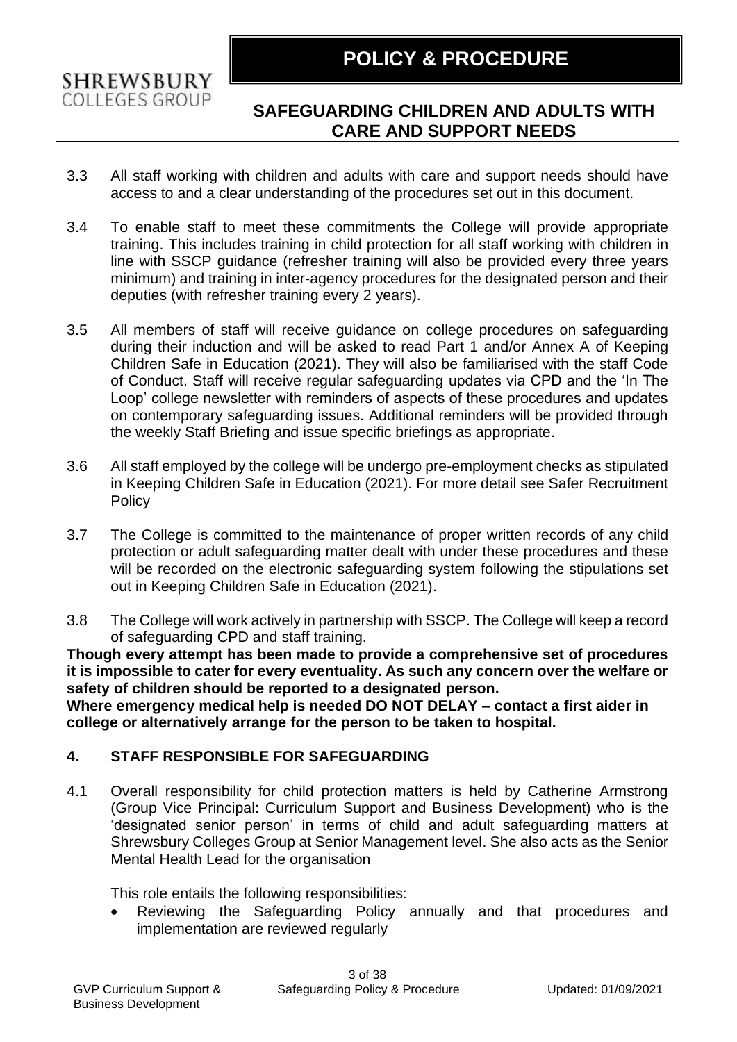3.3 All staff working with children and adults with care and support needs should have access to and a clear understanding of the procedures set out in this document.

3.4 To enable staff to meet these commitments the College will provide appropriate training. This includes training in child protection for all staff working with children in line with SSCP guidance (refresher training will also be provided every three years minimum) and training in inter-agency procedures for the designated person and their deputies (with refresher training every 2 years).

3.5 All members of staff will receive guidance on college procedures on safeguarding during their induction and will be asked to read Part 1 and/or Annex A of Keeping Children Safe in Education (2021). They will also be familiarised with the staff Code of Conduct. Staff will receive regular safeguarding updates via CPD and the 'In The Loop' college newsletter with reminders of aspects of these procedures and updates on contemporary safeguarding issues. Additional reminders will be provided through the weekly Staff Briefing and issue specific briefings as appropriate.

3.6 All staff employed by the college will be undergo pre-employment checks as stipulated in Keeping Children Safe in Education (2021). For more detail see Safer Recruitment Policy

3.7 The College is committed to the maintenance of proper written records of any child protection or adult safeguarding matter dealt with under these procedures and these will be recorded on the electronic safeguarding system following the stipulations set out in Keeping Children Safe in Education (2021).

3.8 The College will work actively in partnership with SSCP. The College will keep a record of safeguarding CPD and staff training.

**Though every attempt has been made to provide a comprehensive set of procedures it is impossible to cater for every eventuality. As such any concern over the welfare or safety of children should be reported to a designated person.**

**Where emergency medical help is needed DO NOT DELAY – contact a first aider in college or alternatively arrange for the person to be taken to hospital.**

## 4. STAFF RESPONSIBLE FOR SAFEGUARDING

4.1 Overall responsibility for child protection matters is held by Catherine Armstrong (Group Vice Principal: Curriculum Support and Business Development) who is the 'designated senior person' in terms of child and adult safeguarding matters at Shrewsbury Colleges Group at Senior Management level. She also acts as the Senior Mental Health Lead for the organisation

This role entails the following responsibilities:

- Reviewing the Safeguarding Policy annually and that procedures and implementation are reviewed regularly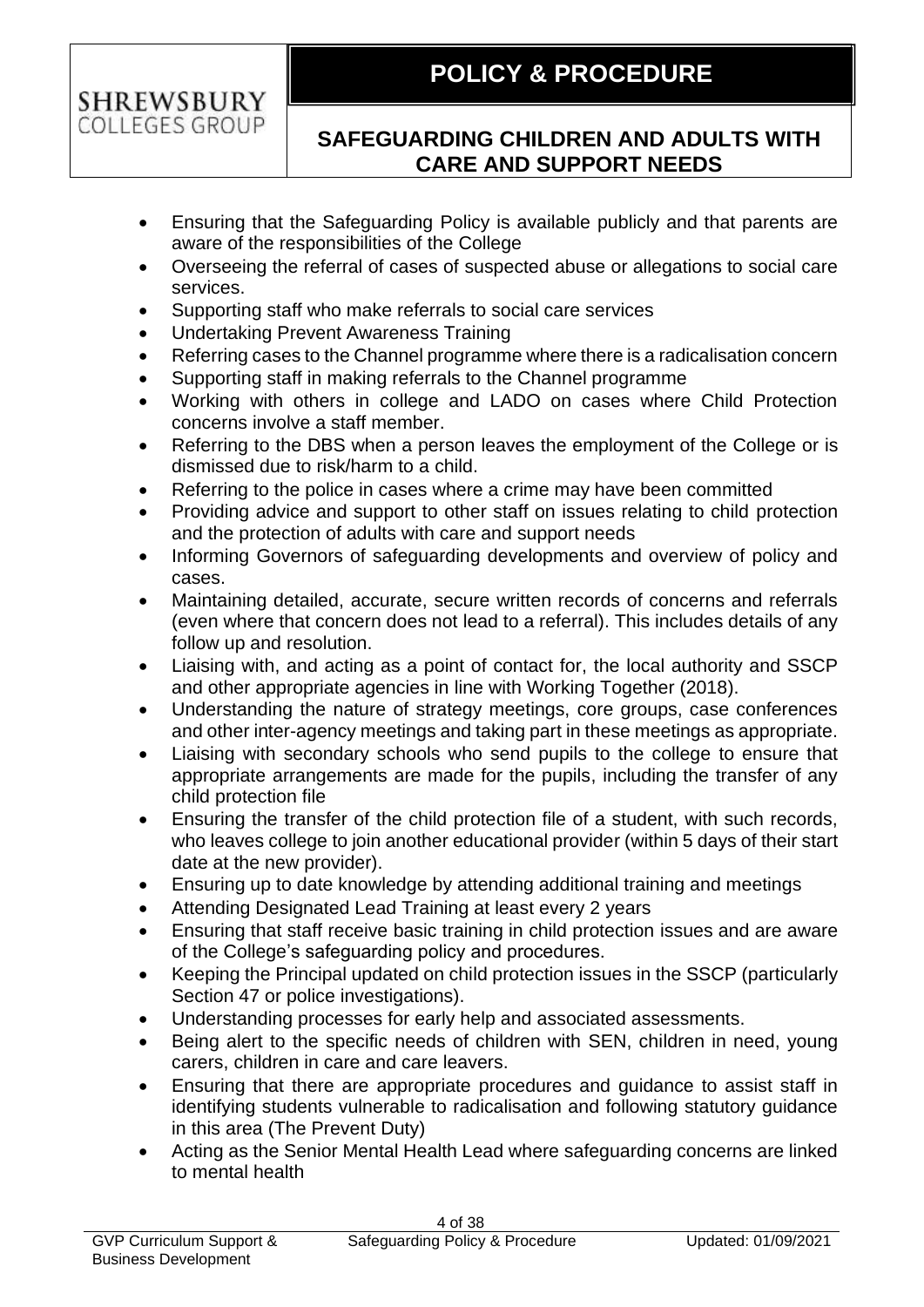- Ensuring that the Safeguarding Policy is available publicly and that parents are aware of the responsibilities of the College
- Overseeing the referral of cases of suspected abuse or allegations to social care services.
- Supporting staff who make referrals to social care services
- Undertaking Prevent Awareness Training
- Referring cases to the Channel programme where there is a radicalisation concern
- Supporting staff in making referrals to the Channel programme
- Working with others in college and LADO on cases where Child Protection concerns involve a staff member.
- Referring to the DBS when a person leaves the employment of the College or is dismissed due to risk/harm to a child.
- Referring to the police in cases where a crime may have been committed
- Providing advice and support to other staff on issues relating to child protection and the protection of adults with care and support needs
- Informing Governors of safeguarding developments and overview of policy and cases.
- Maintaining detailed, accurate, secure written records of concerns and referrals (even where that concern does not lead to a referral). This includes details of any follow up and resolution.
- Liaising with, and acting as a point of contact for, the local authority and SSCP and other appropriate agencies in line with Working Together (2018).
- Understanding the nature of strategy meetings, core groups, case conferences and other inter-agency meetings and taking part in these meetings as appropriate.
- Liaising with secondary schools who send pupils to the college to ensure that appropriate arrangements are made for the pupils, including the transfer of any child protection file
- Ensuring the transfer of the child protection file of a student, with such records, who leaves college to join another educational provider (within 5 days of their start date at the new provider).
- Ensuring up to date knowledge by attending additional training and meetings
- Attending Designated Lead Training at least every 2 years
- Ensuring that staff receive basic training in child protection issues and are aware of the College's safeguarding policy and procedures.
- Keeping the Principal updated on child protection issues in the SSCP (particularly Section 47 or police investigations).
- Understanding processes for early help and associated assessments.
- Being alert to the specific needs of children with SEN, children in need, young carers, children in care and care leavers.
- Ensuring that there are appropriate procedures and guidance to assist staff in identifying students vulnerable to radicalisation and following statutory guidance in this area (The Prevent Duty)
- Acting as the Senior Mental Health Lead where safeguarding concerns are linked to mental health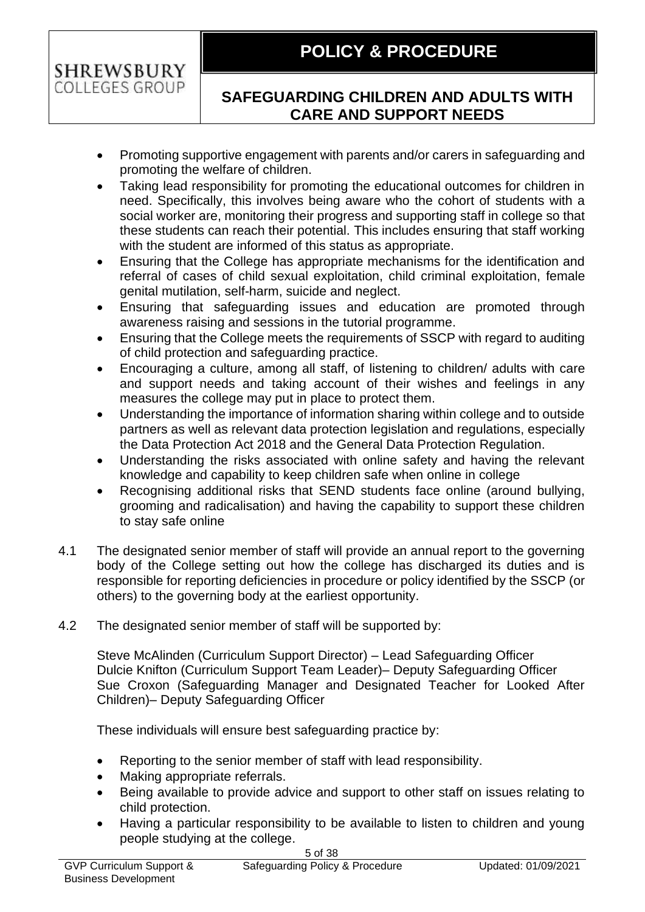- Promoting supportive engagement with parents and/or carers in safeguarding and promoting the welfare of children.
- Taking lead responsibility for promoting the educational outcomes for children in need. Specifically, this involves being aware who the cohort of students with a social worker are, monitoring their progress and supporting staff in college so that these students can reach their potential. This includes ensuring that staff working with the student are informed of this status as appropriate.
- Ensuring that the College has appropriate mechanisms for the identification and referral of cases of child sexual exploitation, child criminal exploitation, female genital mutilation, self-harm, suicide and neglect.
- Ensuring that safeguarding issues and education are promoted through awareness raising and sessions in the tutorial programme.
- Ensuring that the College meets the requirements of SSCP with regard to auditing of child protection and safeguarding practice.
- Encouraging a culture, among all staff, of listening to children/ adults with care and support needs and taking account of their wishes and feelings in any measures the college may put in place to protect them.
- Understanding the importance of information sharing within college and to outside partners as well as relevant data protection legislation and regulations, especially the Data Protection Act 2018 and the General Data Protection Regulation.
- Understanding the risks associated with online safety and having the relevant knowledge and capability to keep children safe when online in college
- Recognising additional risks that SEND students face online (around bullying, grooming and radicalisation) and having the capability to support these children to stay safe online

4.1 The designated senior member of staff will provide an annual report to the governing body of the College setting out how the college has discharged its duties and is responsible for reporting deficiencies in procedure or policy identified by the SSCP (or others) to the governing body at the earliest opportunity.

4.2 The designated senior member of staff will be supported by:

Steve McAlinden (Curriculum Support Director) – Lead Safeguarding Officer
Dulcie Knifton (Curriculum Support Team Leader)– Deputy Safeguarding Officer
Sue Croxon (Safeguarding Manager and Designated Teacher for Looked After Children)– Deputy Safeguarding Officer

These individuals will ensure best safeguarding practice by:

- Reporting to the senior member of staff with lead responsibility.
- Making appropriate referrals.
- Being available to provide advice and support to other staff on issues relating to child protection.
- Having a particular responsibility to be available to listen to children and young people studying at the college.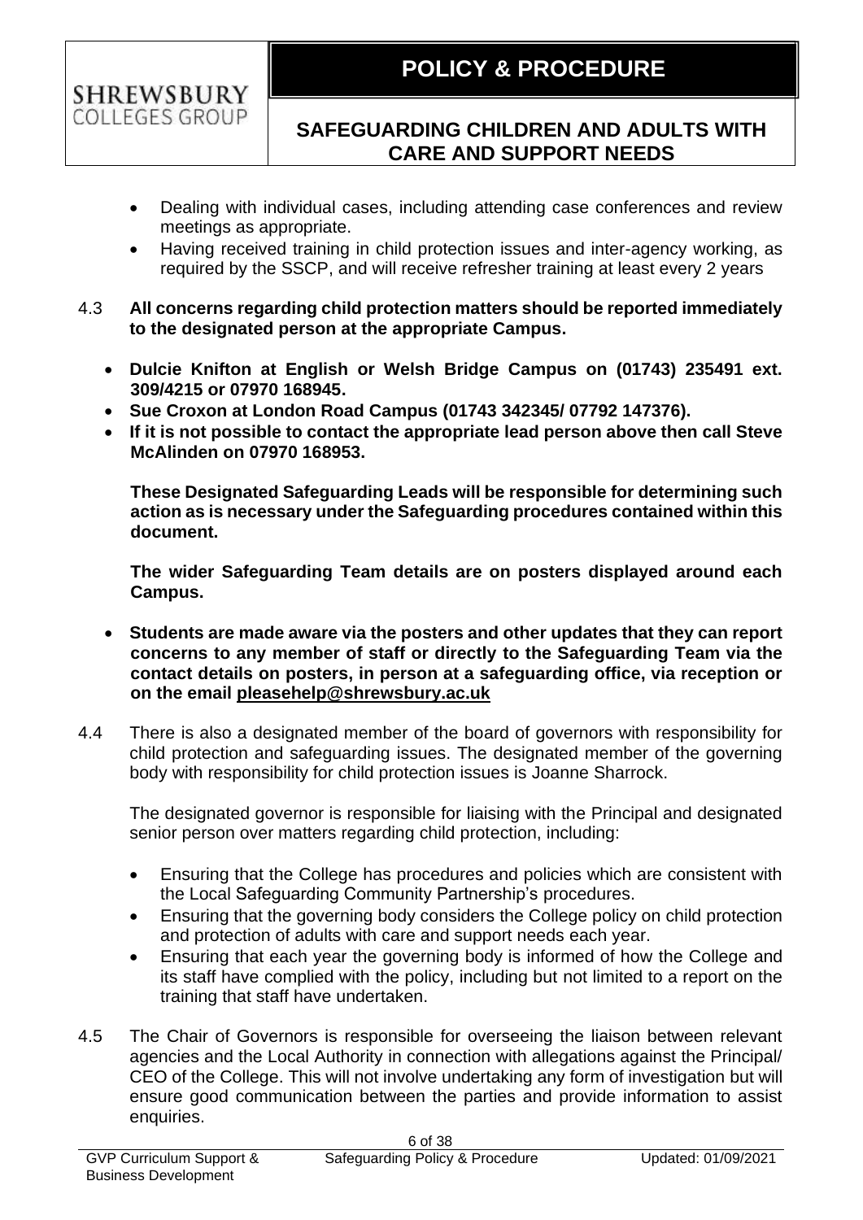- Dealing with individual cases, including attending case conferences and review meetings as appropriate.
- Having received training in child protection issues and inter-agency working, as required by the SSCP, and will receive refresher training at least every 2 years

4.3 **All concerns regarding child protection matters should be reported immediately to the designated person at the appropriate Campus.**

- **Dulcie Knifton at English or Welsh Bridge Campus on (01743) 235491 ext. 309/4215 or 07970 168945.**
- **Sue Croxon at London Road Campus (01743 342345/ 07792 147376).**
- **If it is not possible to contact the appropriate lead person above then call Steve McAlinden on 07970 168953.**

**These Designated Safeguarding Leads will be responsible for determining such action as is necessary under the Safeguarding procedures contained within this document.**

**The wider Safeguarding Team details are on posters displayed around each Campus.**

- **Students are made aware via the posters and other updates that they can report concerns to any member of staff or directly to the Safeguarding Team via the contact details on posters, in person at a safeguarding office, via reception or on the email pleasehelp@shrewsbury.ac.uk**

4.4 There is also a designated member of the board of governors with responsibility for child protection and safeguarding issues. The designated member of the governing body with responsibility for child protection issues is Joanne Sharrock.

The designated governor is responsible for liaising with the Principal and designated senior person over matters regarding child protection, including:

- Ensuring that the College has procedures and policies which are consistent with the Local Safeguarding Community Partnership's procedures.
- Ensuring that the governing body considers the College policy on child protection and protection of adults with care and support needs each year.
- Ensuring that each year the governing body is informed of how the College and its staff have complied with the policy, including but not limited to a report on the training that staff have undertaken.

4.5 The Chair of Governors is responsible for overseeing the liaison between relevant agencies and the Local Authority in connection with allegations against the Principal/ CEO of the College. This will not involve undertaking any form of investigation but will ensure good communication between the parties and provide information to assist enquiries.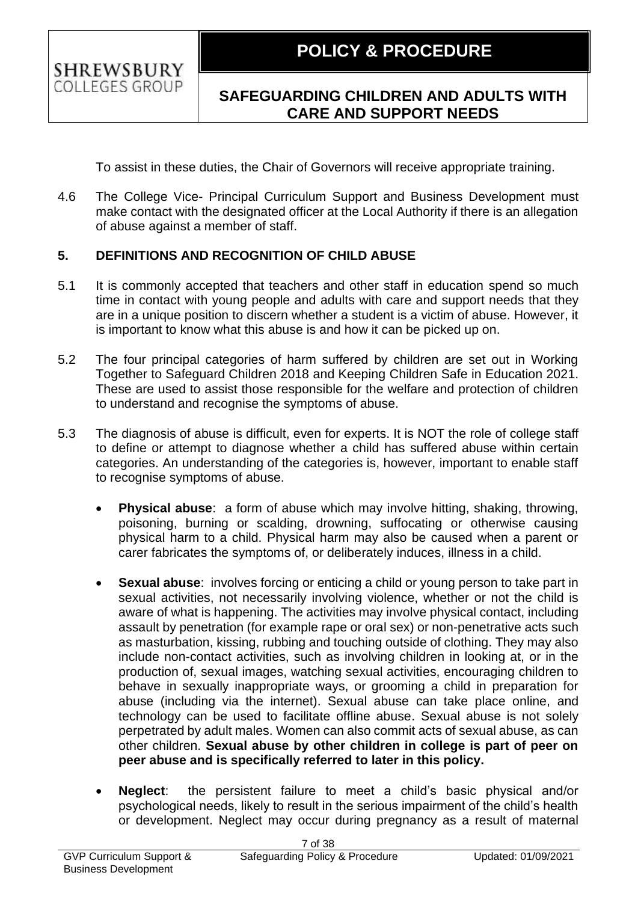To assist in these duties, the Chair of Governors will receive appropriate training.

4.6 The College Vice- Principal Curriculum Support and Business Development must make contact with the designated officer at the Local Authority if there is an allegation of abuse against a member of staff.

## 5. DEFINITIONS AND RECOGNITION OF CHILD ABUSE

5.1 It is commonly accepted that teachers and other staff in education spend so much time in contact with young people and adults with care and support needs that they are in a unique position to discern whether a student is a victim of abuse. However, it is important to know what this abuse is and how it can be picked up on.

5.2 The four principal categories of harm suffered by children are set out in Working Together to Safeguard Children 2018 and Keeping Children Safe in Education 2021. These are used to assist those responsible for the welfare and protection of children to understand and recognise the symptoms of abuse.

5.3 The diagnosis of abuse is difficult, even for experts. It is NOT the role of college staff to define or attempt to diagnose whether a child has suffered abuse within certain categories. An understanding of the categories is, however, important to enable staff to recognise symptoms of abuse.

- **Physical abuse**: a form of abuse which may involve hitting, shaking, throwing, poisoning, burning or scalding, drowning, suffocating or otherwise causing physical harm to a child. Physical harm may also be caused when a parent or carer fabricates the symptoms of, or deliberately induces, illness in a child.
- **Sexual abuse**: involves forcing or enticing a child or young person to take part in sexual activities, not necessarily involving violence, whether or not the child is aware of what is happening. The activities may involve physical contact, including assault by penetration (for example rape or oral sex) or non-penetrative acts such as masturbation, kissing, rubbing and touching outside of clothing. They may also include non-contact activities, such as involving children in looking at, or in the production of, sexual images, watching sexual activities, encouraging children to behave in sexually inappropriate ways, or grooming a child in preparation for abuse (including via the internet). Sexual abuse can take place online, and technology can be used to facilitate offline abuse. Sexual abuse is not solely perpetrated by adult males. Women can also commit acts of sexual abuse, as can other children. **Sexual abuse by other children in college is part of peer on peer abuse and is specifically referred to later in this policy.**
- **Neglect**: the persistent failure to meet a child's basic physical and/or psychological needs, likely to result in the serious impairment of the child's health or development. Neglect may occur during pregnancy as a result of maternal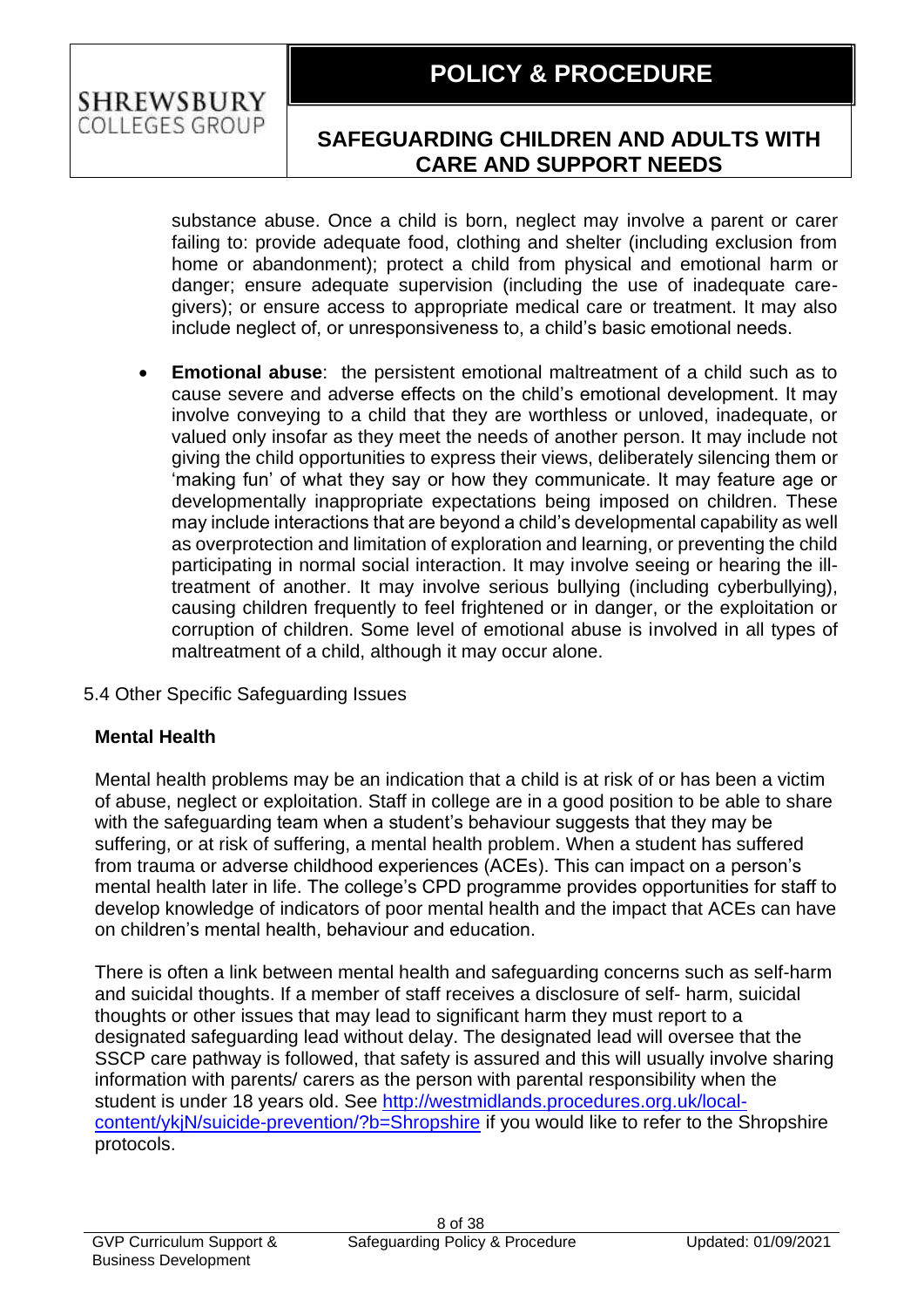substance abuse. Once a child is born, neglect may involve a parent or carer failing to: provide adequate food, clothing and shelter (including exclusion from home or abandonment); protect a child from physical and emotional harm or danger; ensure adequate supervision (including the use of inadequate care-givers); or ensure access to appropriate medical care or treatment. It may also include neglect of, or unresponsiveness to, a child's basic emotional needs.

- **Emotional abuse**: the persistent emotional maltreatment of a child such as to cause severe and adverse effects on the child's emotional development. It may involve conveying to a child that they are worthless or unloved, inadequate, or valued only insofar as they meet the needs of another person. It may include not giving the child opportunities to express their views, deliberately silencing them or 'making fun' of what they say or how they communicate. It may feature age or developmentally inappropriate expectations being imposed on children. These may include interactions that are beyond a child's developmental capability as well as overprotection and limitation of exploration and learning, or preventing the child participating in normal social interaction. It may involve seeing or hearing the ill-treatment of another. It may involve serious bullying (including cyberbullying), causing children frequently to feel frightened or in danger, or the exploitation or corruption of children. Some level of emotional abuse is involved in all types of maltreatment of a child, although it may occur alone.

5.4 Other Specific Safeguarding Issues

**Mental Health**

Mental health problems may be an indication that a child is at risk of or has been a victim of abuse, neglect or exploitation. Staff in college are in a good position to be able to share with the safeguarding team when a student's behaviour suggests that they may be suffering, or at risk of suffering, a mental health problem. When a student has suffered from trauma or adverse childhood experiences (ACEs). This can impact on a person's mental health later in life. The college's CPD programme provides opportunities for staff to develop knowledge of indicators of poor mental health and the impact that ACEs can have on children's mental health, behaviour and education.

There is often a link between mental health and safeguarding concerns such as self-harm and suicidal thoughts. If a member of staff receives a disclosure of self- harm, suicidal thoughts or other issues that may lead to significant harm they must report to a designated safeguarding lead without delay. The designated lead will oversee that the SSCP care pathway is followed, that safety is assured and this will usually involve sharing information with parents/ carers as the person with parental responsibility when the student is under 18 years old. See [http://westmidlands.procedures.org.uk/local-content/ykjN/suicide-prevention/?b=Shropshire](http://westmidlands.procedures.org.uk/local-content/ykjN/suicide-prevention/?b=Shropshire) if you would like to refer to the Shropshire protocols.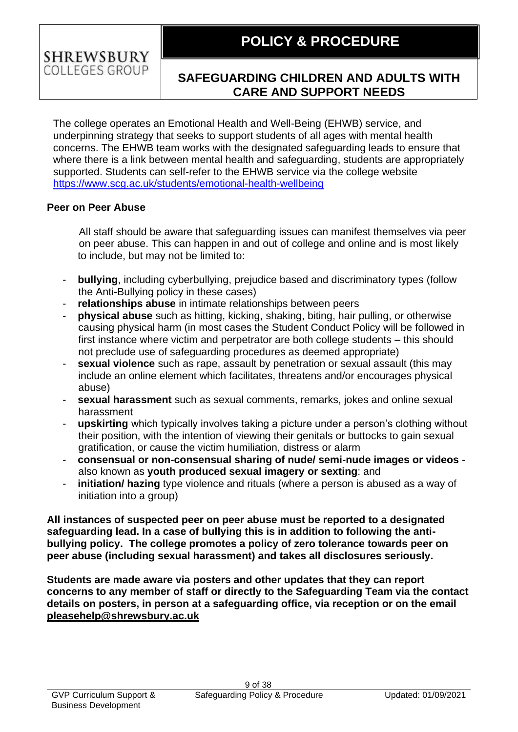The college operates an Emotional Health and Well-Being (EHWB) service, and underpinning strategy that seeks to support students of all ages with mental health concerns. The EHWB team works with the designated safeguarding leads to ensure that where there is a link between mental health and safeguarding, students are appropriately supported. Students can self-refer to the EHWB service via the college website https://www.scg.ac.uk/students/emotional-health-wellbeing

**Peer on Peer Abuse**

All staff should be aware that safeguarding issues can manifest themselves via peer on peer abuse. This can happen in and out of college and online and is most likely to include, but may not be limited to:

- **bullying**, including cyberbullying, prejudice based and discriminatory types (follow the Anti-Bullying policy in these cases)
- **relationships abuse** in intimate relationships between peers
- **physical abuse** such as hitting, kicking, shaking, biting, hair pulling, or otherwise causing physical harm (in most cases the Student Conduct Policy will be followed in first instance where victim and perpetrator are both college students – this should not preclude use of safeguarding procedures as deemed appropriate)
- **sexual violence** such as rape, assault by penetration or sexual assault (this may include an online element which facilitates, threatens and/or encourages physical abuse)
- **sexual harassment** such as sexual comments, remarks, jokes and online sexual harassment
- **upskirting** which typically involves taking a picture under a person's clothing without their position, with the intention of viewing their genitals or buttocks to gain sexual gratification, or cause the victim humiliation, distress or alarm
- **consensual or non-consensual sharing of nude/ semi-nude images or videos** - also known as **youth produced sexual imagery or sexting**: and
- **initiation/ hazing** type violence and rituals (where a person is abused as a way of initiation into a group)

**All instances of suspected peer on peer abuse must be reported to a designated safeguarding lead. In a case of bullying this is in addition to following the anti-bullying policy. The college promotes a policy of zero tolerance towards peer on peer abuse (including sexual harassment) and takes all disclosures seriously.**

**Students are made aware via posters and other updates that they can report concerns to any member of staff or directly to the Safeguarding Team via the contact details on posters, in person at a safeguarding office, via reception or on the email pleasehelp@shrewsbury.ac.uk**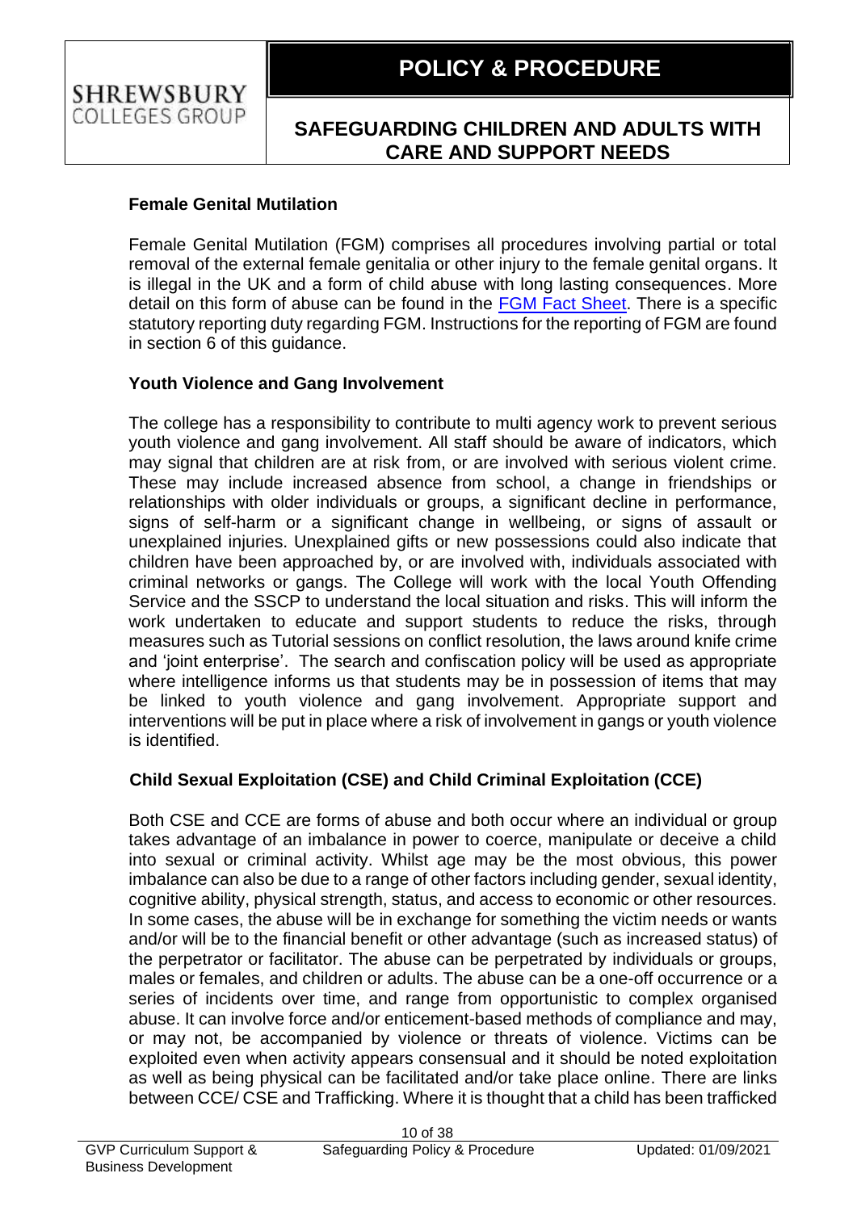### Female Genital Mutilation

Female Genital Mutilation (FGM) comprises all procedures involving partial or total removal of the external female genitalia or other injury to the female genital organs. It is illegal in the UK and a form of child abuse with long lasting consequences. More detail on this form of abuse can be found in the FGM Fact Sheet. There is a specific statutory reporting duty regarding FGM. Instructions for the reporting of FGM are found in section 6 of this guidance.

### Youth Violence and Gang Involvement

The college has a responsibility to contribute to multi agency work to prevent serious youth violence and gang involvement. All staff should be aware of indicators, which may signal that children are at risk from, or are involved with serious violent crime. These may include increased absence from school, a change in friendships or relationships with older individuals or groups, a significant decline in performance, signs of self-harm or a significant change in wellbeing, or signs of assault or unexplained injuries. Unexplained gifts or new possessions could also indicate that children have been approached by, or are involved with, individuals associated with criminal networks or gangs. The College will work with the local Youth Offending Service and the SSCP to understand the local situation and risks. This will inform the work undertaken to educate and support students to reduce the risks, through measures such as Tutorial sessions on conflict resolution, the laws around knife crime and 'joint enterprise'. The search and confiscation policy will be used as appropriate where intelligence informs us that students may be in possession of items that may be linked to youth violence and gang involvement. Appropriate support and interventions will be put in place where a risk of involvement in gangs or youth violence is identified.

### Child Sexual Exploitation (CSE) and Child Criminal Exploitation (CCE)

Both CSE and CCE are forms of abuse and both occur where an individual or group takes advantage of an imbalance in power to coerce, manipulate or deceive a child into sexual or criminal activity. Whilst age may be the most obvious, this power imbalance can also be due to a range of other factors including gender, sexual identity, cognitive ability, physical strength, status, and access to economic or other resources. In some cases, the abuse will be in exchange for something the victim needs or wants and/or will be to the financial benefit or other advantage (such as increased status) of the perpetrator or facilitator. The abuse can be perpetrated by individuals or groups, males or females, and children or adults. The abuse can be a one-off occurrence or a series of incidents over time, and range from opportunistic to complex organised abuse. It can involve force and/or enticement-based methods of compliance and may, or may not, be accompanied by violence or threats of violence. Victims can be exploited even when activity appears consensual and it should be noted exploitation as well as being physical can be facilitated and/or take place online. There are links between CCE/ CSE and Trafficking. Where it is thought that a child has been trafficked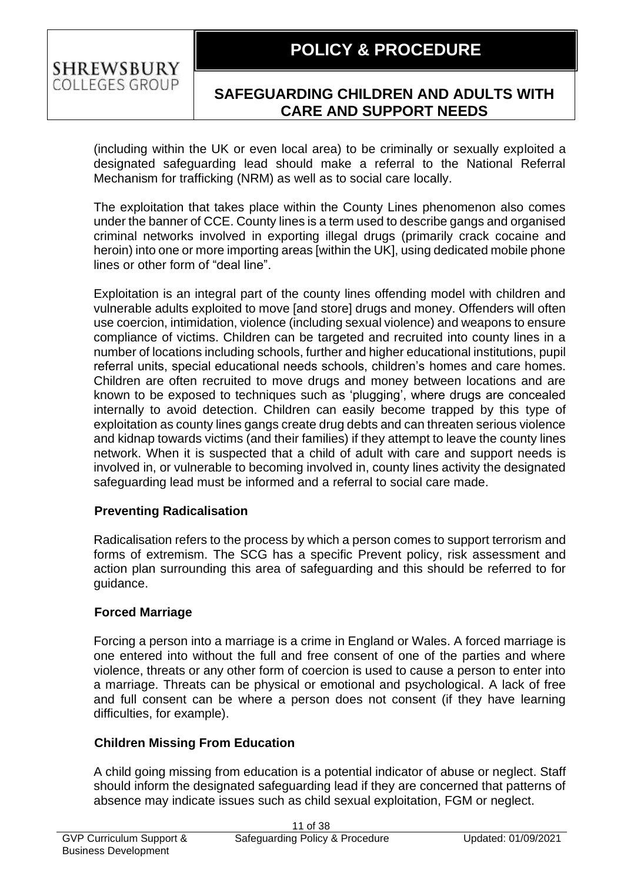(including within the UK or even local area) to be criminally or sexually exploited a designated safeguarding lead should make a referral to the National Referral Mechanism for trafficking (NRM) as well as to social care locally.

The exploitation that takes place within the County Lines phenomenon also comes under the banner of CCE. County lines is a term used to describe gangs and organised criminal networks involved in exporting illegal drugs (primarily crack cocaine and heroin) into one or more importing areas [within the UK], using dedicated mobile phone lines or other form of "deal line".

Exploitation is an integral part of the county lines offending model with children and vulnerable adults exploited to move [and store] drugs and money. Offenders will often use coercion, intimidation, violence (including sexual violence) and weapons to ensure compliance of victims. Children can be targeted and recruited into county lines in a number of locations including schools, further and higher educational institutions, pupil referral units, special educational needs schools, children's homes and care homes. Children are often recruited to move drugs and money between locations and are known to be exposed to techniques such as 'plugging', where drugs are concealed internally to avoid detection. Children can easily become trapped by this type of exploitation as county lines gangs create drug debts and can threaten serious violence and kidnap towards victims (and their families) if they attempt to leave the county lines network. When it is suspected that a child of adult with care and support needs is involved in, or vulnerable to becoming involved in, county lines activity the designated safeguarding lead must be informed and a referral to social care made.

### Preventing Radicalisation

Radicalisation refers to the process by which a person comes to support terrorism and forms of extremism. The SCG has a specific Prevent policy, risk assessment and action plan surrounding this area of safeguarding and this should be referred to for guidance.

### Forced Marriage

Forcing a person into a marriage is a crime in England or Wales. A forced marriage is one entered into without the full and free consent of one of the parties and where violence, threats or any other form of coercion is used to cause a person to enter into a marriage. Threats can be physical or emotional and psychological. A lack of free and full consent can be where a person does not consent (if they have learning difficulties, for example).

### Children Missing From Education

A child going missing from education is a potential indicator of abuse or neglect. Staff should inform the designated safeguarding lead if they are concerned that patterns of absence may indicate issues such as child sexual exploitation, FGM or neglect.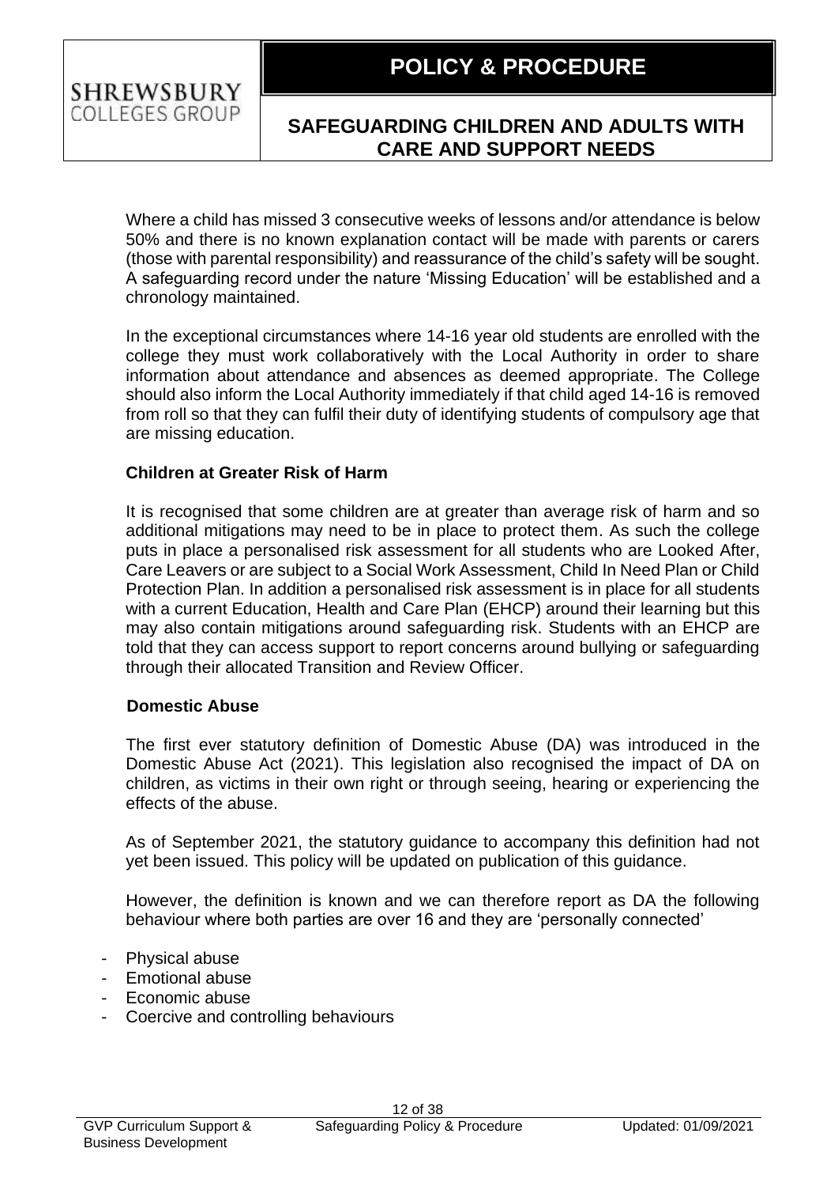Where a child has missed 3 consecutive weeks of lessons and/or attendance is below 50% and there is no known explanation contact will be made with parents or carers (those with parental responsibility) and reassurance of the child's safety will be sought. A safeguarding record under the nature 'Missing Education' will be established and a chronology maintained.

In the exceptional circumstances where 14-16 year old students are enrolled with the college they must work collaboratively with the Local Authority in order to share information about attendance and absences as deemed appropriate. The College should also inform the Local Authority immediately if that child aged 14-16 is removed from roll so that they can fulfil their duty of identifying students of compulsory age that are missing education.

**Children at Greater Risk of Harm**

It is recognised that some children are at greater than average risk of harm and so additional mitigations may need to be in place to protect them. As such the college puts in place a personalised risk assessment for all students who are Looked After, Care Leavers or are subject to a Social Work Assessment, Child In Need Plan or Child Protection Plan. In addition a personalised risk assessment is in place for all students with a current Education, Health and Care Plan (EHCP) around their learning but this may also contain mitigations around safeguarding risk. Students with an EHCP are told that they can access support to report concerns around bullying or safeguarding through their allocated Transition and Review Officer.

**Domestic Abuse**

The first ever statutory definition of Domestic Abuse (DA) was introduced in the Domestic Abuse Act (2021). This legislation also recognised the impact of DA on children, as victims in their own right or through seeing, hearing or experiencing the effects of the abuse.

As of September 2021, the statutory guidance to accompany this definition had not yet been issued. This policy will be updated on publication of this guidance.

However, the definition is known and we can therefore report as DA the following behaviour where both parties are over 16 and they are 'personally connected'

- Physical abuse
- Emotional abuse
- Economic abuse
- Coercive and controlling behaviours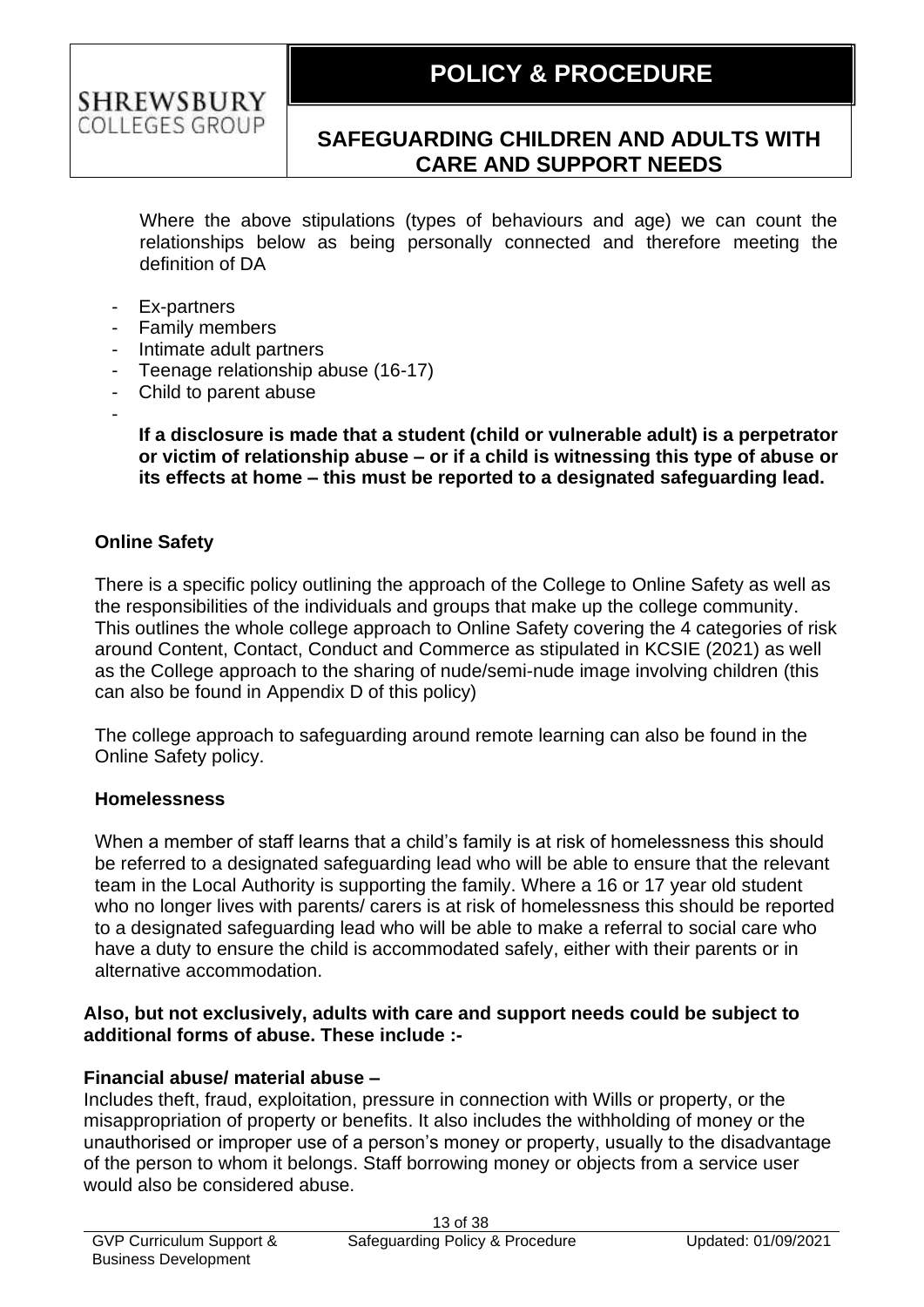Where the above stipulations (types of behaviours and age) we can count the relationships below as being personally connected and therefore meeting the definition of DA

- Ex-partners
- Family members
- Intimate adult partners
- Teenage relationship abuse (16-17)
- Child to parent abuse
-

**If a disclosure is made that a student (child or vulnerable adult) is a perpetrator or victim of relationship abuse – or if a child is witnessing this type of abuse or its effects at home – this must be reported to a designated safeguarding lead.**

**Online Safety**

There is a specific policy outlining the approach of the College to Online Safety as well as the responsibilities of the individuals and groups that make up the college community. This outlines the whole college approach to Online Safety covering the 4 categories of risk around Content, Contact, Conduct and Commerce as stipulated in KCSIE (2021) as well as the College approach to the sharing of nude/semi-nude image involving children (this can also be found in Appendix D of this policy)

The college approach to safeguarding around remote learning can also be found in the Online Safety policy.

**Homelessness**

When a member of staff learns that a child's family is at risk of homelessness this should be referred to a designated safeguarding lead who will be able to ensure that the relevant team in the Local Authority is supporting the family. Where a 16 or 17 year old student who no longer lives with parents/ carers is at risk of homelessness this should be reported to a designated safeguarding lead who will be able to make a referral to social care who have a duty to ensure the child is accommodated safely, either with their parents or in alternative accommodation.

**Also, but not exclusively, adults with care and support needs could be subject to additional forms of abuse. These include :-**

**Financial abuse/ material abuse –**

Includes theft, fraud, exploitation, pressure in connection with Wills or property, or the misappropriation of property or benefits. It also includes the withholding of money or the unauthorised or improper use of a person's money or property, usually to the disadvantage of the person to whom it belongs. Staff borrowing money or objects from a service user would also be considered abuse.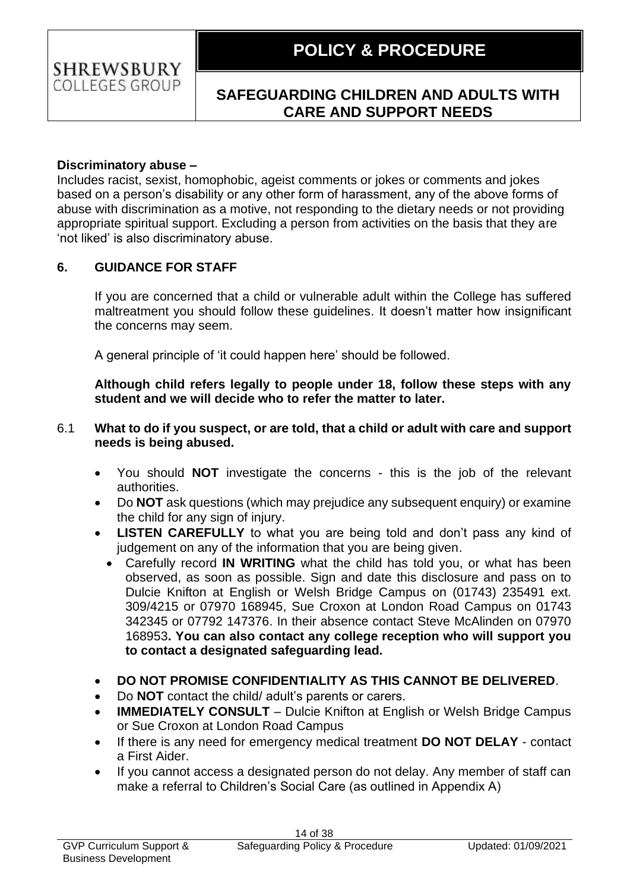**Discriminatory abuse –**
Includes racist, sexist, homophobic, ageist comments or jokes or comments and jokes based on a person's disability or any other form of harassment, any of the above forms of abuse with discrimination as a motive, not responding to the dietary needs or not providing appropriate spiritual support. Excluding a person from activities on the basis that they are 'not liked' is also discriminatory abuse.

## 6. GUIDANCE FOR STAFF

If you are concerned that a child or vulnerable adult within the College has suffered maltreatment you should follow these guidelines. It doesn't matter how insignificant the concerns may seem.

A general principle of 'it could happen here' should be followed.

**Although child refers legally to people under 18, follow these steps with any student and we will decide who to refer the matter to later.**

### 6.1 What to do if you suspect, or are told, that a child or adult with care and support needs is being abused.

- You should **NOT** investigate the concerns - this is the job of the relevant authorities.
- Do **NOT** ask questions (which may prejudice any subsequent enquiry) or examine the child for any sign of injury.
- **LISTEN CAREFULLY** to what you are being told and don't pass any kind of judgement on any of the information that you are being given.
- Carefully record **IN WRITING** what the child has told you, or what has been observed, as soon as possible. Sign and date this disclosure and pass on to Dulcie Knifton at English or Welsh Bridge Campus on (01743) 235491 ext. 309/4215 or 07970 168945, Sue Croxon at London Road Campus on 01743 342345 or 07792 147376. In their absence contact Steve McAlinden on 07970 168953**. You can also contact any college reception who will support you to contact a designated safeguarding lead.**
- **DO NOT PROMISE CONFIDENTIALITY AS THIS CANNOT BE DELIVERED**.
- Do **NOT** contact the child/ adult's parents or carers.
- **IMMEDIATELY CONSULT** – Dulcie Knifton at English or Welsh Bridge Campus or Sue Croxon at London Road Campus
- If there is any need for emergency medical treatment **DO NOT DELAY** - contact a First Aider.
- If you cannot access a designated person do not delay. Any member of staff can make a referral to Children's Social Care (as outlined in Appendix A)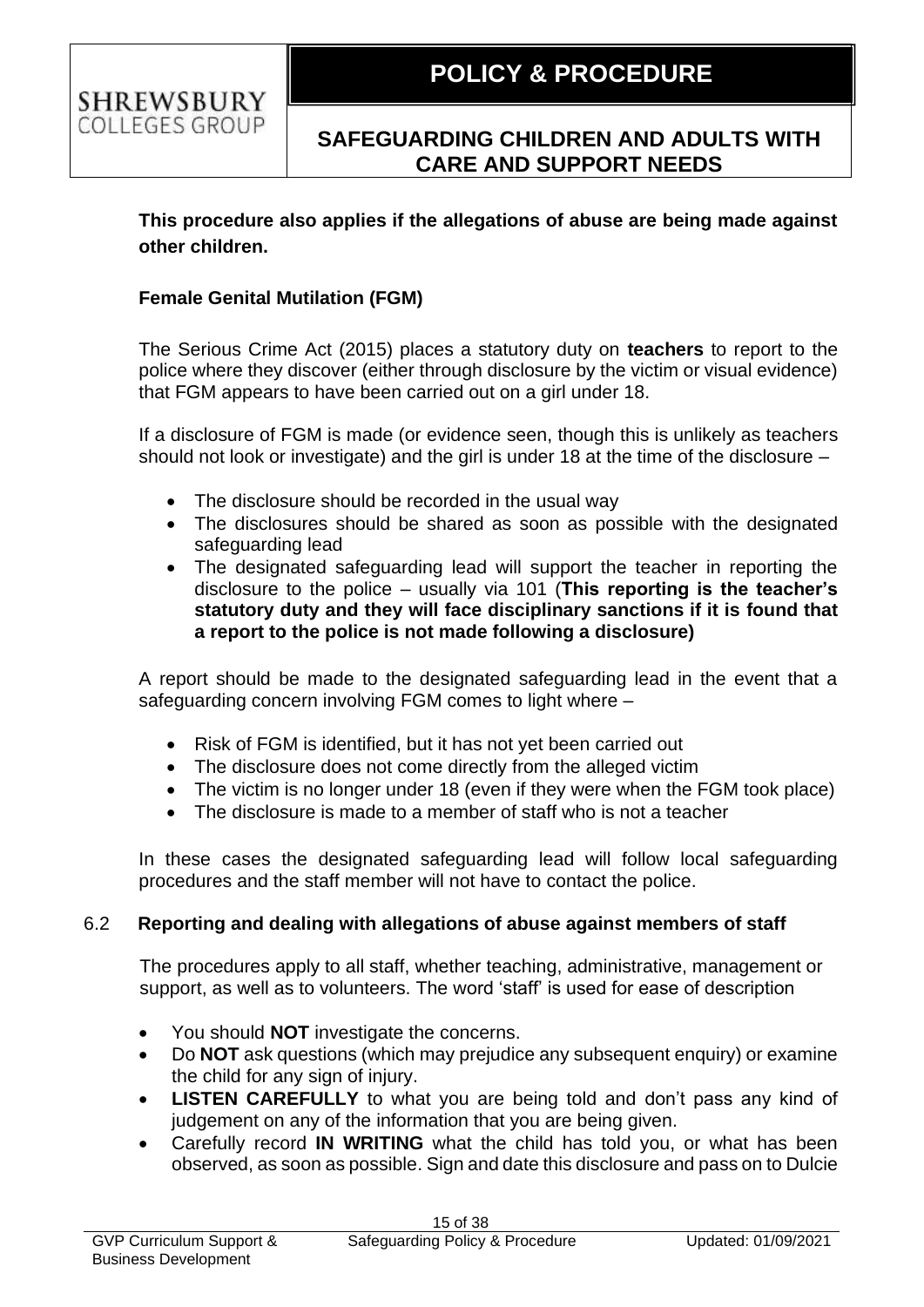**This procedure also applies if the allegations of abuse are being made against other children.**

**Female Genital Mutilation (FGM)**

The Serious Crime Act (2015) places a statutory duty on **teachers** to report to the police where they discover (either through disclosure by the victim or visual evidence) that FGM appears to have been carried out on a girl under 18.

If a disclosure of FGM is made (or evidence seen, though this is unlikely as teachers should not look or investigate) and the girl is under 18 at the time of the disclosure –

- The disclosure should be recorded in the usual way
- The disclosures should be shared as soon as possible with the designated safeguarding lead
- The designated safeguarding lead will support the teacher in reporting the disclosure to the police – usually via 101 (**This reporting is the teacher's statutory duty and they will face disciplinary sanctions if it is found that a report to the police is not made following a disclosure)**

A report should be made to the designated safeguarding lead in the event that a safeguarding concern involving FGM comes to light where –

- Risk of FGM is identified, but it has not yet been carried out
- The disclosure does not come directly from the alleged victim
- The victim is no longer under 18 (even if they were when the FGM took place)
- The disclosure is made to a member of staff who is not a teacher

In these cases the designated safeguarding lead will follow local safeguarding procedures and the staff member will not have to contact the police.

### 6.2 Reporting and dealing with allegations of abuse against members of staff

The procedures apply to all staff, whether teaching, administrative, management or support, as well as to volunteers. The word 'staff' is used for ease of description

- You should **NOT** investigate the concerns.
- Do **NOT** ask questions (which may prejudice any subsequent enquiry) or examine the child for any sign of injury.
- **LISTEN CAREFULLY** to what you are being told and don't pass any kind of judgement on any of the information that you are being given.
- Carefully record **IN WRITING** what the child has told you, or what has been observed, as soon as possible. Sign and date this disclosure and pass on to Dulcie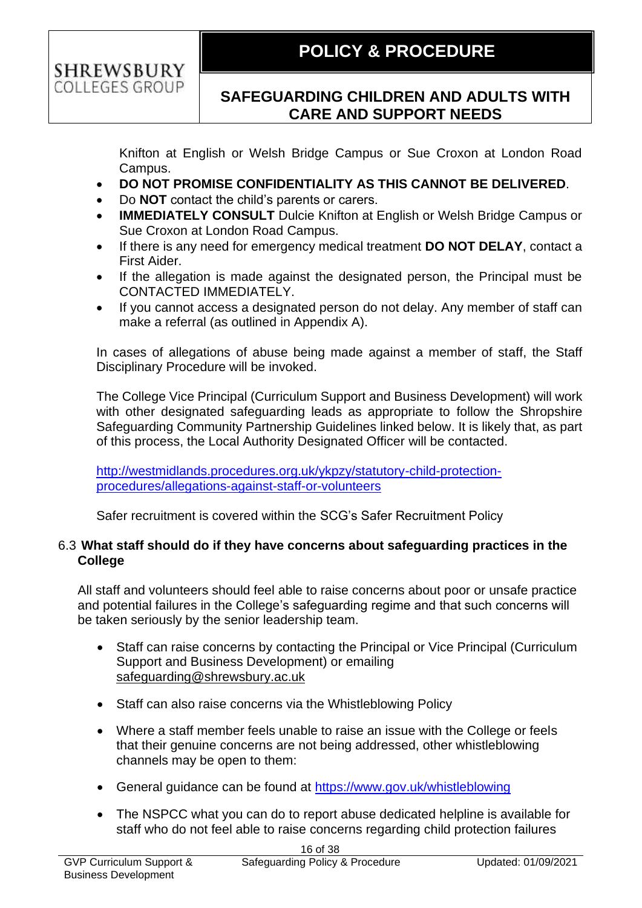Knifton at English or Welsh Bridge Campus or Sue Croxon at London Road Campus.

- **DO NOT PROMISE CONFIDENTIALITY AS THIS CANNOT BE DELIVERED**.
- Do **NOT** contact the child's parents or carers.
- **IMMEDIATELY CONSULT** Dulcie Knifton at English or Welsh Bridge Campus or Sue Croxon at London Road Campus.
- If there is any need for emergency medical treatment **DO NOT DELAY**, contact a First Aider.
- If the allegation is made against the designated person, the Principal must be CONTACTED IMMEDIATELY.
- If you cannot access a designated person do not delay. Any member of staff can make a referral (as outlined in Appendix A).

In cases of allegations of abuse being made against a member of staff, the Staff Disciplinary Procedure will be invoked.

The College Vice Principal (Curriculum Support and Business Development) will work with other designated safeguarding leads as appropriate to follow the Shropshire Safeguarding Community Partnership Guidelines linked below. It is likely that, as part of this process, the Local Authority Designated Officer will be contacted.

[http://westmidlands.procedures.org.uk/ykpzy/statutory-child-protection-procedures/allegations-against-staff-or-volunteers](http://westmidlands.procedures.org.uk/ykpzy/statutory-child-protection-procedures/allegations-against-staff-or-volunteers)

Safer recruitment is covered within the SCG's Safer Recruitment Policy

### 6.3 What staff should do if they have concerns about safeguarding practices in the College

All staff and volunteers should feel able to raise concerns about poor or unsafe practice and potential failures in the College's safeguarding regime and that such concerns will be taken seriously by the senior leadership team.

- Staff can raise concerns by contacting the Principal or Vice Principal (Curriculum Support and Business Development) or emailing safeguarding@shrewsbury.ac.uk
- Staff can also raise concerns via the Whistleblowing Policy
- Where a staff member feels unable to raise an issue with the College or feels that their genuine concerns are not being addressed, other whistleblowing channels may be open to them:
- General guidance can be found at [https://www.gov.uk/whistleblowing](https://www.gov.uk/whistleblowing)
- The NSPCC what you can do to report abuse dedicated helpline is available for staff who do not feel able to raise concerns regarding child protection failures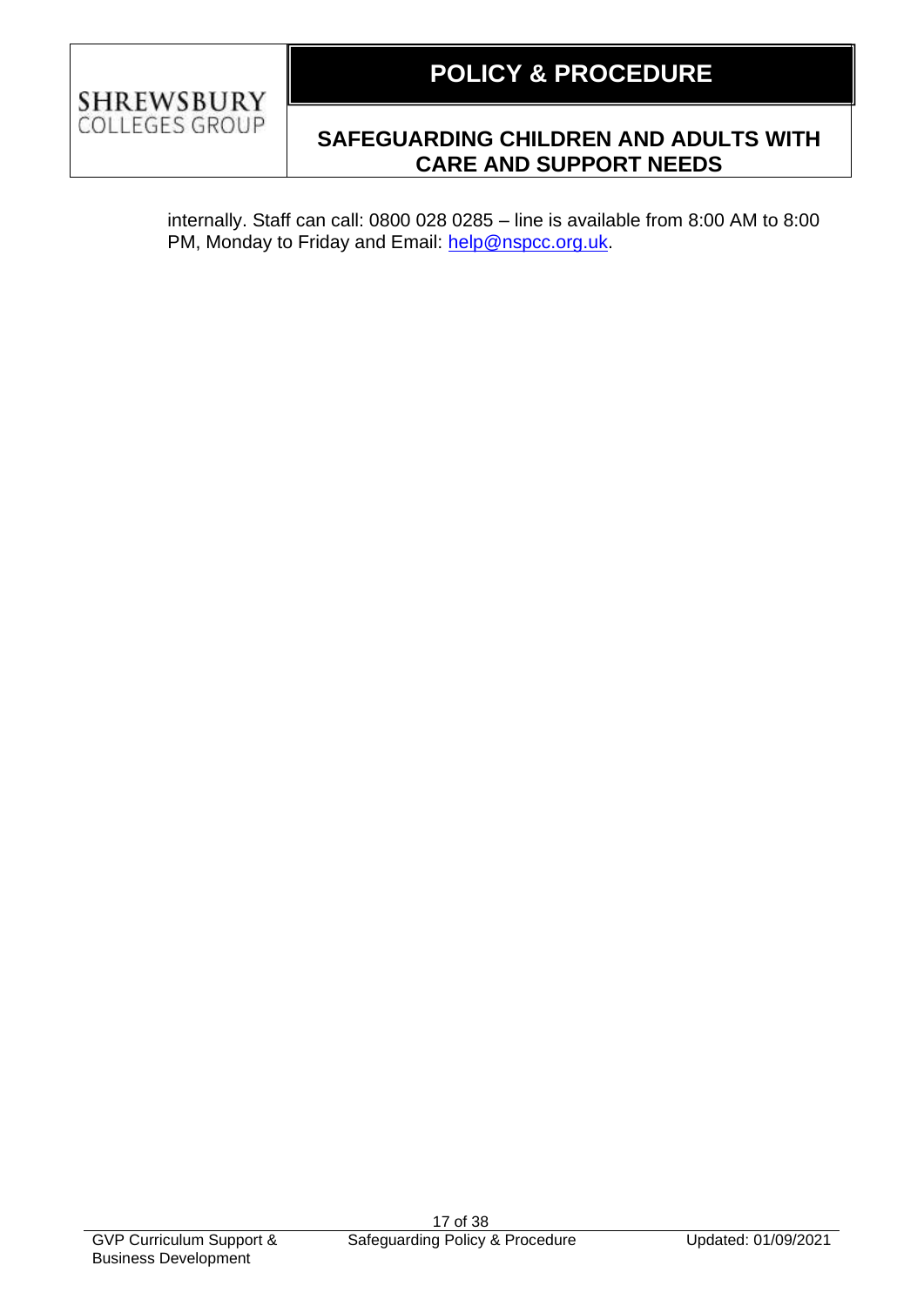internally. Staff can call: 0800 028 0285 – line is available from 8:00 AM to 8:00 PM, Monday to Friday and Email: help@nspcc.org.uk.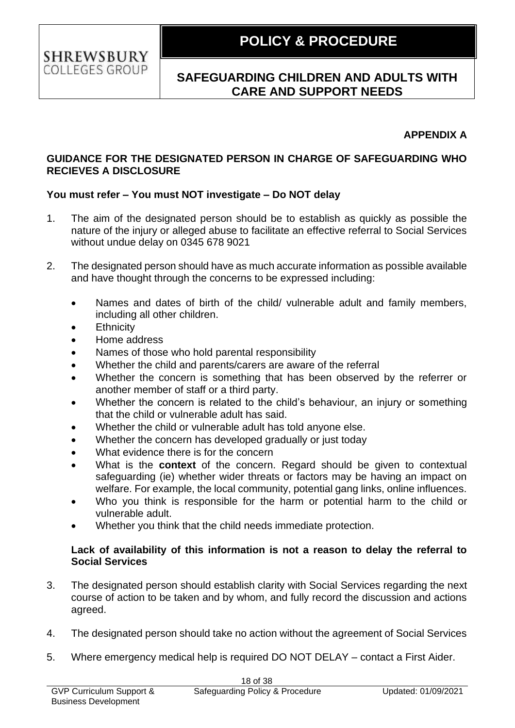**APPENDIX A**

## GUIDANCE FOR THE DESIGNATED PERSON IN CHARGE OF SAFEGUARDING WHO RECIEVES A DISCLOSURE

**You must refer – You must NOT investigate – Do NOT delay**

1. The aim of the designated person should be to establish as quickly as possible the nature of the injury or alleged abuse to facilitate an effective referral to Social Services without undue delay on 0345 678 9021

2. The designated person should have as much accurate information as possible available and have thought through the concerns to be expressed including:

   - Names and dates of birth of the child/ vulnerable adult and family members, including all other children.
   - Ethnicity
   - Home address
   - Names of those who hold parental responsibility
   - Whether the child and parents/carers are aware of the referral
   - Whether the concern is something that has been observed by the referrer or another member of staff or a third party.
   - Whether the concern is related to the child's behaviour, an injury or something that the child or vulnerable adult has said.
   - Whether the child or vulnerable adult has told anyone else.
   - Whether the concern has developed gradually or just today
   - What evidence there is for the concern
   - What is the **context** of the concern. Regard should be given to contextual safeguarding (ie) whether wider threats or factors may be having an impact on welfare. For example, the local community, potential gang links, online influences.
   - Who you think is responsible for the harm or potential harm to the child or vulnerable adult.
   - Whether you think that the child needs immediate protection.

   **Lack of availability of this information is not a reason to delay the referral to Social Services**

3. The designated person should establish clarity with Social Services regarding the next course of action to be taken and by whom, and fully record the discussion and actions agreed.

4. The designated person should take no action without the agreement of Social Services

5. Where emergency medical help is required DO NOT DELAY – contact a First Aider.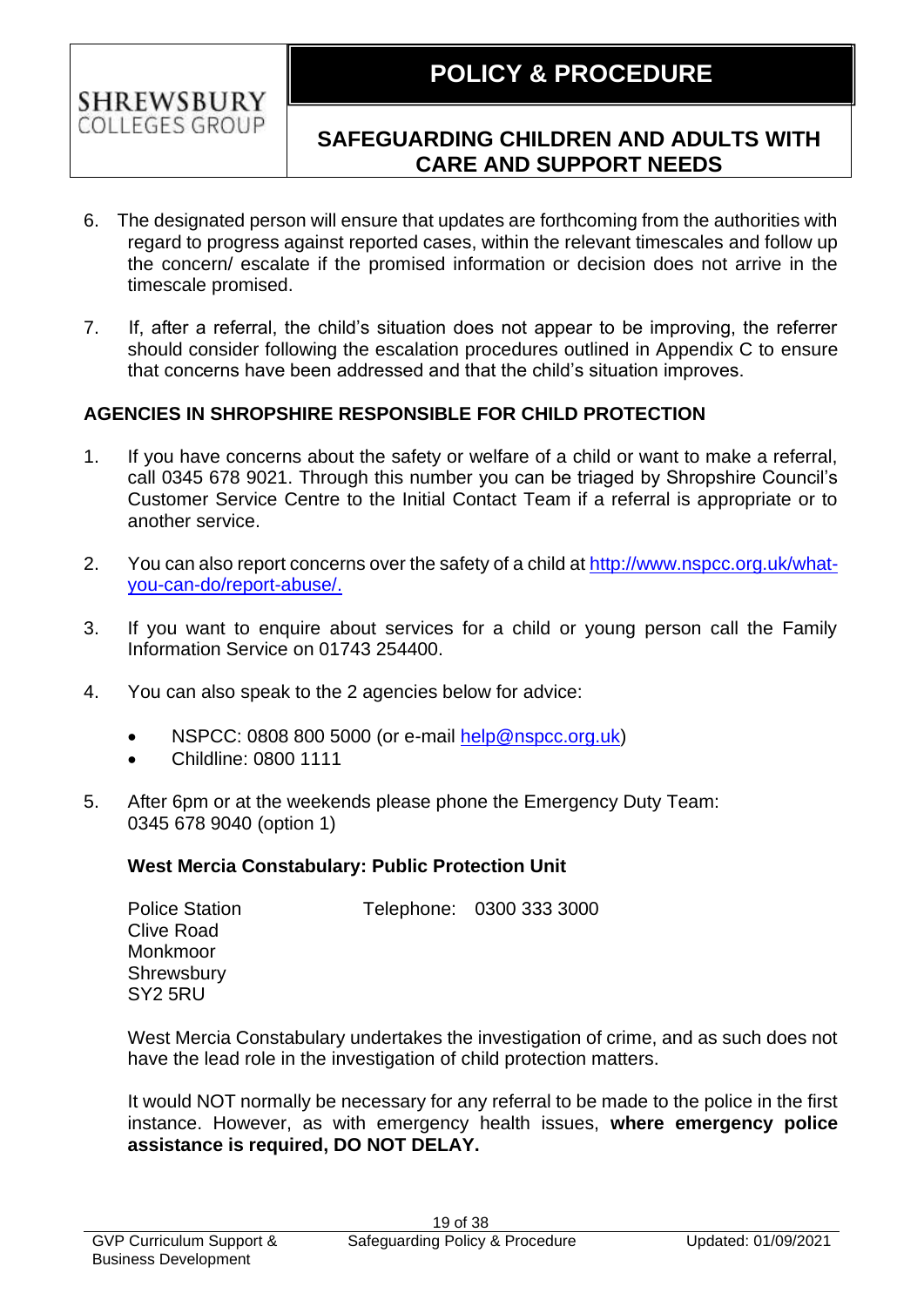6. The designated person will ensure that updates are forthcoming from the authorities with regard to progress against reported cases, within the relevant timescales and follow up the concern/ escalate if the promised information or decision does not arrive in the timescale promised.

7. If, after a referral, the child's situation does not appear to be improving, the referrer should consider following the escalation procedures outlined in Appendix C to ensure that concerns have been addressed and that the child's situation improves.

**AGENCIES IN SHROPSHIRE RESPONSIBLE FOR CHILD PROTECTION**

1. If you have concerns about the safety or welfare of a child or want to make a referral, call 0345 678 9021. Through this number you can be triaged by Shropshire Council's Customer Service Centre to the Initial Contact Team if a referral is appropriate or to another service.

2. You can also report concerns over the safety of a child at [http://www.nspcc.org.uk/what-you-can-do/report-abuse/.](http://www.nspcc.org.uk/what-you-can-do/report-abuse/)

3. If you want to enquire about services for a child or young person call the Family Information Service on 01743 254400.

4. You can also speak to the 2 agencies below for advice:
   - NSPCC: 0808 800 5000 (or e-mail [help@nspcc.org.uk](mailto:help@nspcc.org.uk))
   - Childline: 0800 1111

5. After 6pm or at the weekends please phone the Emergency Duty Team: 0345 678 9040 (option 1)

**West Mercia Constabulary: Public Protection Unit**

Police Station
Clive Road
Monkmoor
Shrewsbury
SY2 5RU

Telephone: 0300 333 3000

West Mercia Constabulary undertakes the investigation of crime, and as such does not have the lead role in the investigation of child protection matters.

It would NOT normally be necessary for any referral to be made to the police in the first instance. However, as with emergency health issues, **where emergency police assistance is required, DO NOT DELAY.**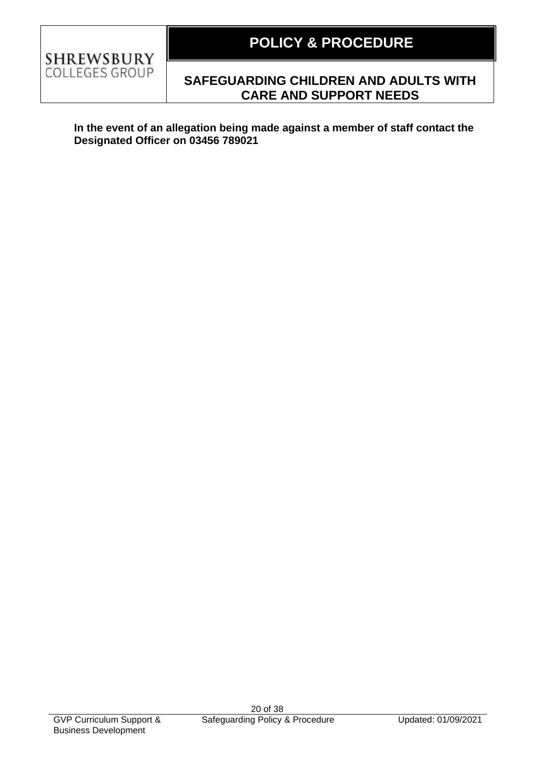**In the event of an allegation being made against a member of staff contact the Designated Officer on 03456 789021**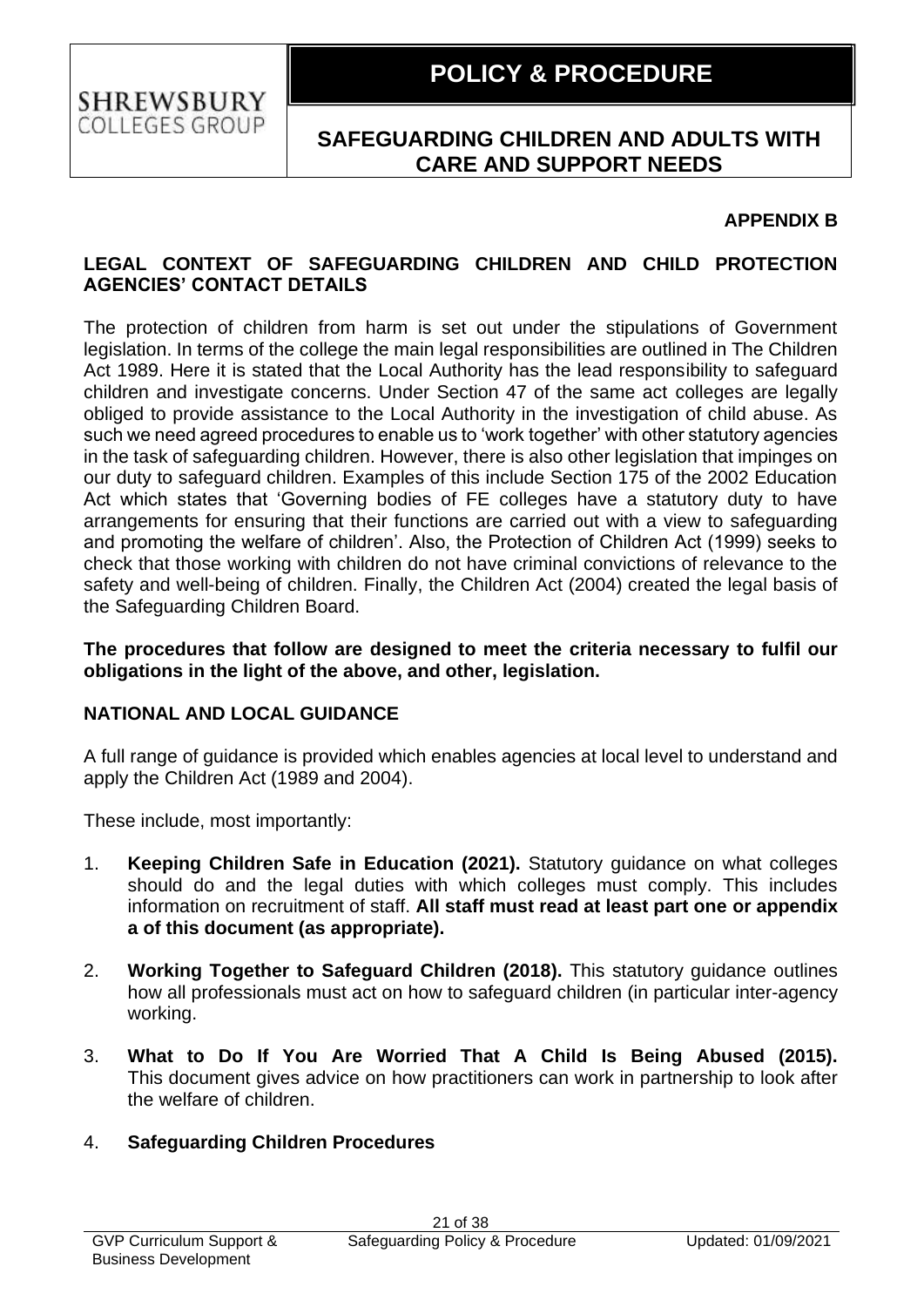**APPENDIX B**

## LEGAL CONTEXT OF SAFEGUARDING CHILDREN AND CHILD PROTECTION AGENCIES' CONTACT DETAILS

The protection of children from harm is set out under the stipulations of Government legislation. In terms of the college the main legal responsibilities are outlined in The Children Act 1989. Here it is stated that the Local Authority has the lead responsibility to safeguard children and investigate concerns. Under Section 47 of the same act colleges are legally obliged to provide assistance to the Local Authority in the investigation of child abuse. As such we need agreed procedures to enable us to 'work together' with other statutory agencies in the task of safeguarding children. However, there is also other legislation that impinges on our duty to safeguard children. Examples of this include Section 175 of the 2002 Education Act which states that 'Governing bodies of FE colleges have a statutory duty to have arrangements for ensuring that their functions are carried out with a view to safeguarding and promoting the welfare of children'. Also, the Protection of Children Act (1999) seeks to check that those working with children do not have criminal convictions of relevance to the safety and well-being of children. Finally, the Children Act (2004) created the legal basis of the Safeguarding Children Board.

**The procedures that follow are designed to meet the criteria necessary to fulfil our obligations in the light of the above, and other, legislation.**

## NATIONAL AND LOCAL GUIDANCE

A full range of guidance is provided which enables agencies at local level to understand and apply the Children Act (1989 and 2004).

These include, most importantly:

1. **Keeping Children Safe in Education (2021).** Statutory guidance on what colleges should do and the legal duties with which colleges must comply. This includes information on recruitment of staff. **All staff must read at least part one or appendix a of this document (as appropriate).**

2. **Working Together to Safeguard Children (2018).** This statutory guidance outlines how all professionals must act on how to safeguard children (in particular inter-agency working.

3. **What to Do If You Are Worried That A Child Is Being Abused (2015).** This document gives advice on how practitioners can work in partnership to look after the welfare of children.

4. **Safeguarding Children Procedures**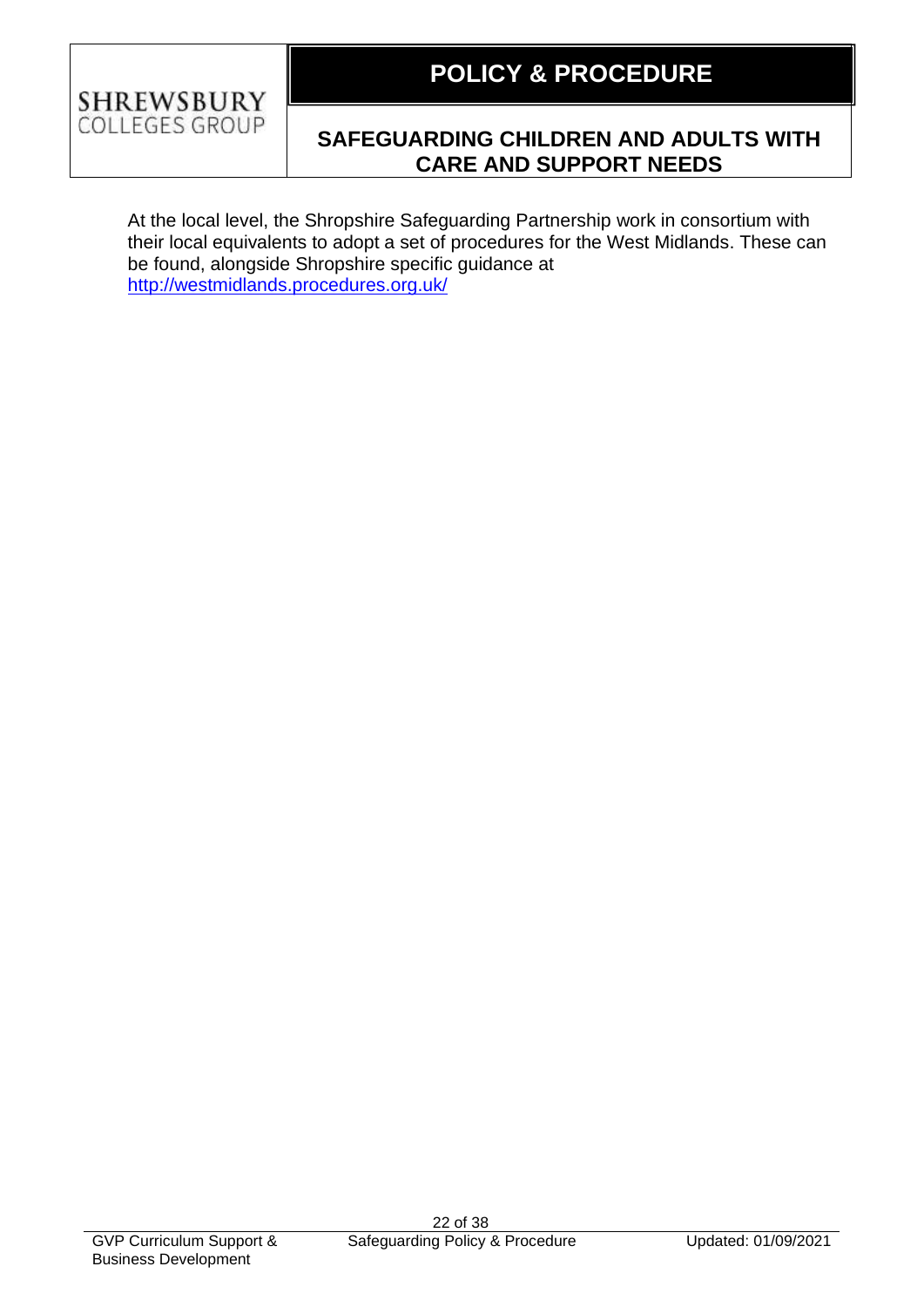At the local level, the Shropshire Safeguarding Partnership work in consortium with their local equivalents to adopt a set of procedures for the West Midlands. These can be found, alongside Shropshire specific guidance at http://westmidlands.procedures.org.uk/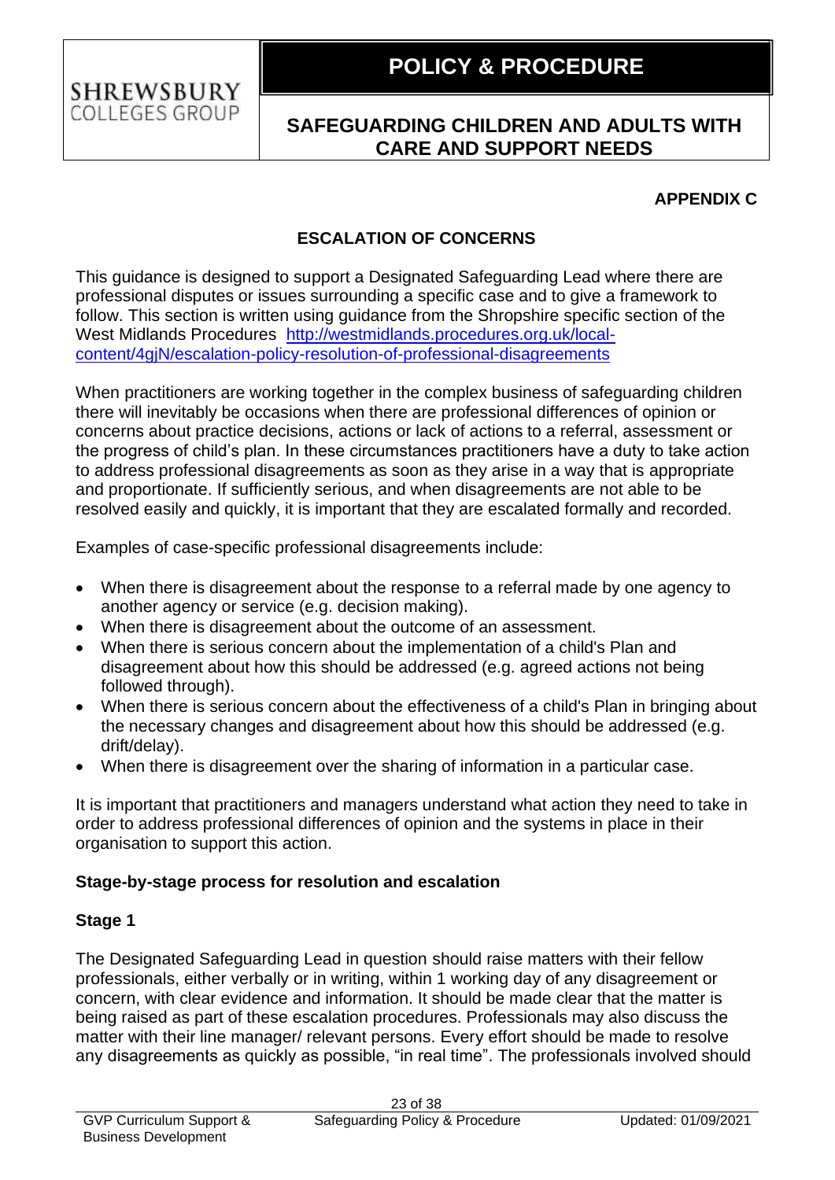**APPENDIX C**

## ESCALATION OF CONCERNS

This guidance is designed to support a Designated Safeguarding Lead where there are professional disputes or issues surrounding a specific case and to give a framework to follow. This section is written using guidance from the Shropshire specific section of the West Midlands Procedures http://westmidlands.procedures.org.uk/local-content/4gjN/escalation-policy-resolution-of-professional-disagreements

When practitioners are working together in the complex business of safeguarding children there will inevitably be occasions when there are professional differences of opinion or concerns about practice decisions, actions or lack of actions to a referral, assessment or the progress of child's plan. In these circumstances practitioners have a duty to take action to address professional disagreements as soon as they arise in a way that is appropriate and proportionate. If sufficiently serious, and when disagreements are not able to be resolved easily and quickly, it is important that they are escalated formally and recorded.

Examples of case-specific professional disagreements include:

- When there is disagreement about the response to a referral made by one agency to another agency or service (e.g. decision making).
- When there is disagreement about the outcome of an assessment.
- When there is serious concern about the implementation of a child's Plan and disagreement about how this should be addressed (e.g. agreed actions not being followed through).
- When there is serious concern about the effectiveness of a child's Plan in bringing about the necessary changes and disagreement about how this should be addressed (e.g. drift/delay).
- When there is disagreement over the sharing of information in a particular case.

It is important that practitioners and managers understand what action they need to take in order to address professional differences of opinion and the systems in place in their organisation to support this action.

**Stage-by-stage process for resolution and escalation**

**Stage 1**

The Designated Safeguarding Lead in question should raise matters with their fellow professionals, either verbally or in writing, within 1 working day of any disagreement or concern, with clear evidence and information. It should be made clear that the matter is being raised as part of these escalation procedures. Professionals may also discuss the matter with their line manager/ relevant persons. Every effort should be made to resolve any disagreements as quickly as possible, "in real time". The professionals involved should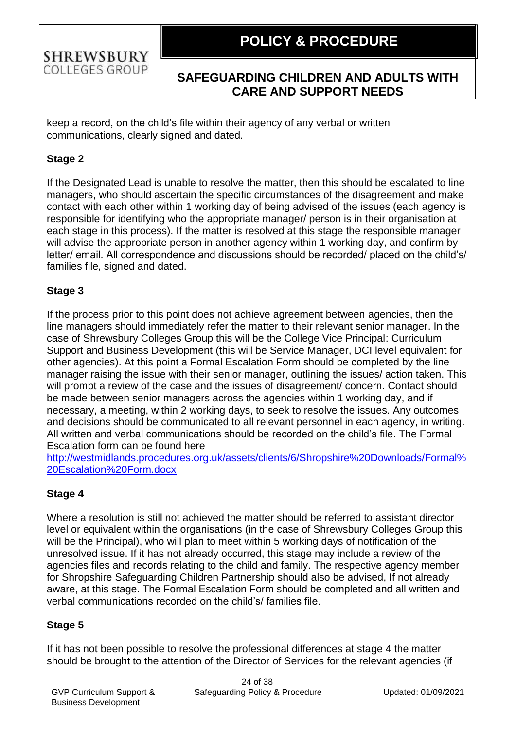keep a record, on the child's file within their agency of any verbal or written communications, clearly signed and dated.

**Stage 2**

If the Designated Lead is unable to resolve the matter, then this should be escalated to line managers, who should ascertain the specific circumstances of the disagreement and make contact with each other within 1 working day of being advised of the issues (each agency is responsible for identifying who the appropriate manager/ person is in their organisation at each stage in this process). If the matter is resolved at this stage the responsible manager will advise the appropriate person in another agency within 1 working day, and confirm by letter/ email. All correspondence and discussions should be recorded/ placed on the child's/ families file, signed and dated.

**Stage 3**

If the process prior to this point does not achieve agreement between agencies, then the line managers should immediately refer the matter to their relevant senior manager. In the case of Shrewsbury Colleges Group this will be the College Vice Principal: Curriculum Support and Business Development (this will be Service Manager, DCI level equivalent for other agencies). At this point a Formal Escalation Form should be completed by the line manager raising the issue with their senior manager, outlining the issues/ action taken. This will prompt a review of the case and the issues of disagreement/ concern. Contact should be made between senior managers across the agencies within 1 working day, and if necessary, a meeting, within 2 working days, to seek to resolve the issues. Any outcomes and decisions should be communicated to all relevant personnel in each agency, in writing. All written and verbal communications should be recorded on the child's file. The Formal Escalation form can be found here [http://westmidlands.procedures.org.uk/assets/clients/6/Shropshire%20Downloads/Formal%20Escalation%20Form.docx](http://westmidlands.procedures.org.uk/assets/clients/6/Shropshire%20Downloads/Formal%20Escalation%20Form.docx)

**Stage 4**

Where a resolution is still not achieved the matter should be referred to assistant director level or equivalent within the organisations (in the case of Shrewsbury Colleges Group this will be the Principal), who will plan to meet within 5 working days of notification of the unresolved issue. If it has not already occurred, this stage may include a review of the agencies files and records relating to the child and family. The respective agency member for Shropshire Safeguarding Children Partnership should also be advised, If not already aware, at this stage. The Formal Escalation Form should be completed and all written and verbal communications recorded on the child's/ families file.

**Stage 5**

If it has not been possible to resolve the professional differences at stage 4 the matter should be brought to the attention of the Director of Services for the relevant agencies (if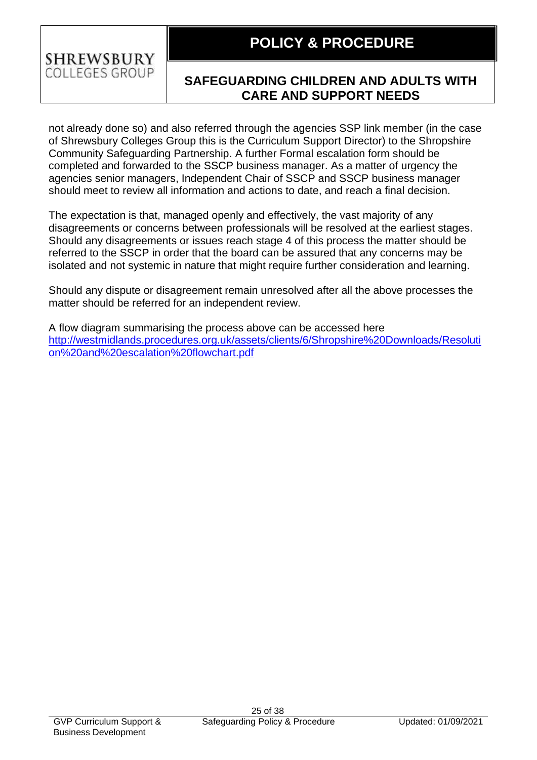not already done so) and also referred through the agencies SSP link member (in the case of Shrewsbury Colleges Group this is the Curriculum Support Director) to the Shropshire Community Safeguarding Partnership. A further Formal escalation form should be completed and forwarded to the SSCP business manager. As a matter of urgency the agencies senior managers, Independent Chair of SSCP and SSCP business manager should meet to review all information and actions to date, and reach a final decision.

The expectation is that, managed openly and effectively, the vast majority of any disagreements or concerns between professionals will be resolved at the earliest stages. Should any disagreements or issues reach stage 4 of this process the matter should be referred to the SSCP in order that the board can be assured that any concerns may be isolated and not systemic in nature that might require further consideration and learning.

Should any dispute or disagreement remain unresolved after all the above processes the matter should be referred for an independent review.

A flow diagram summarising the process above can be accessed here [http://westmidlands.procedures.org.uk/assets/clients/6/Shropshire%20Downloads/Resolution%20and%20escalation%20flowchart.pdf](http://westmidlands.procedures.org.uk/assets/clients/6/Shropshire%20Downloads/Resolution%20and%20escalation%20flowchart.pdf)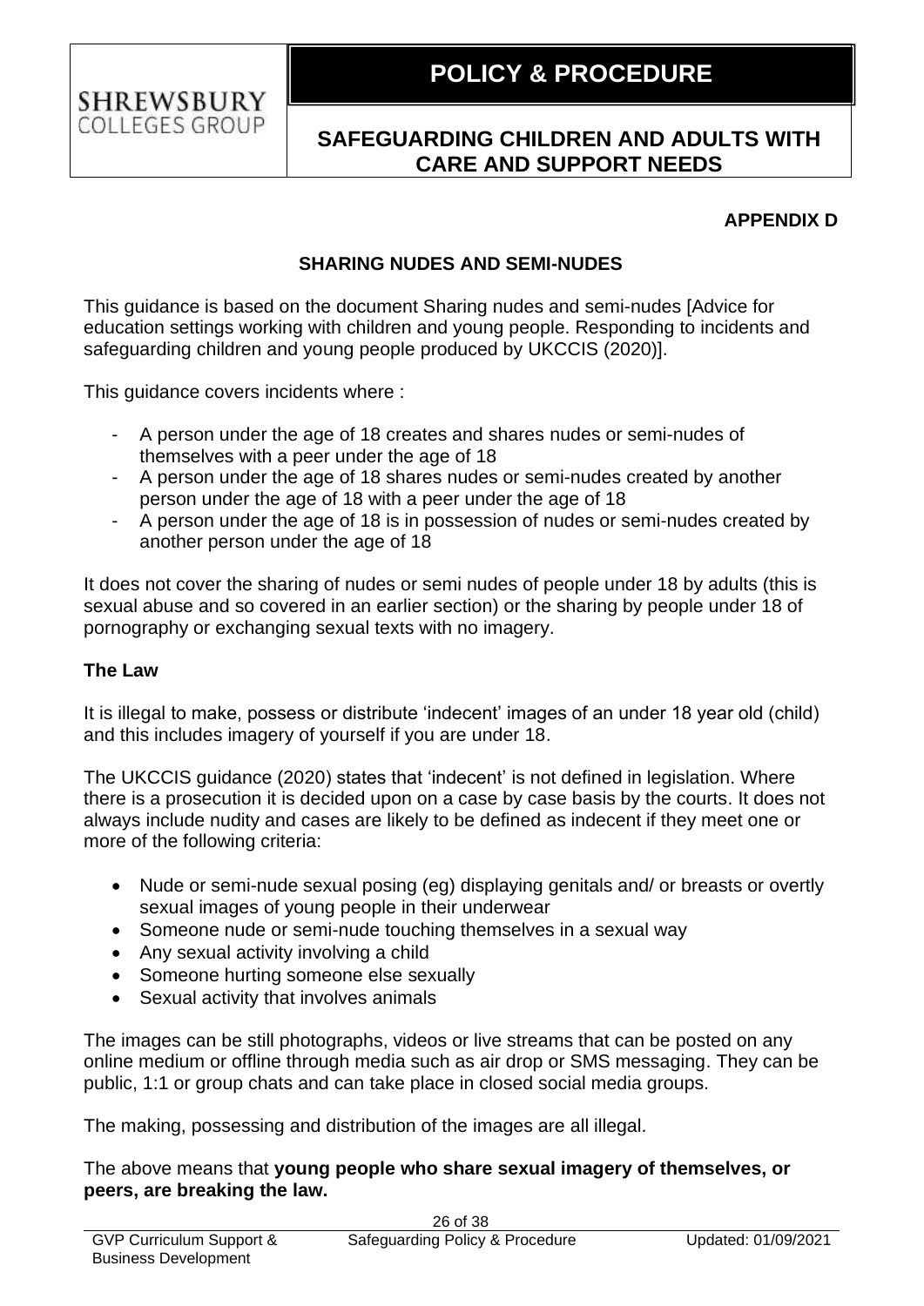**APPENDIX D**

## SHARING NUDES AND SEMI-NUDES

This guidance is based on the document Sharing nudes and semi-nudes [Advice for education settings working with children and young people. Responding to incidents and safeguarding children and young people produced by UKCCIS (2020)].

This guidance covers incidents where :

- A person under the age of 18 creates and shares nudes or semi-nudes of themselves with a peer under the age of 18
- A person under the age of 18 shares nudes or semi-nudes created by another person under the age of 18 with a peer under the age of 18
- A person under the age of 18 is in possession of nudes or semi-nudes created by another person under the age of 18

It does not cover the sharing of nudes or semi nudes of people under 18 by adults (this is sexual abuse and so covered in an earlier section) or the sharing by people under 18 of pornography or exchanging sexual texts with no imagery.

### The Law

It is illegal to make, possess or distribute 'indecent' images of an under 18 year old (child) and this includes imagery of yourself if you are under 18.

The UKCCIS guidance (2020) states that 'indecent' is not defined in legislation. Where there is a prosecution it is decided upon on a case by case basis by the courts. It does not always include nudity and cases are likely to be defined as indecent if they meet one or more of the following criteria:

- Nude or semi-nude sexual posing (eg) displaying genitals and/ or breasts or overtly sexual images of young people in their underwear
- Someone nude or semi-nude touching themselves in a sexual way
- Any sexual activity involving a child
- Someone hurting someone else sexually
- Sexual activity that involves animals

The images can be still photographs, videos or live streams that can be posted on any online medium or offline through media such as air drop or SMS messaging. They can be public, 1:1 or group chats and can take place in closed social media groups.

The making, possessing and distribution of the images are all illegal.

The above means that **young people who share sexual imagery of themselves, or peers, are breaking the law.**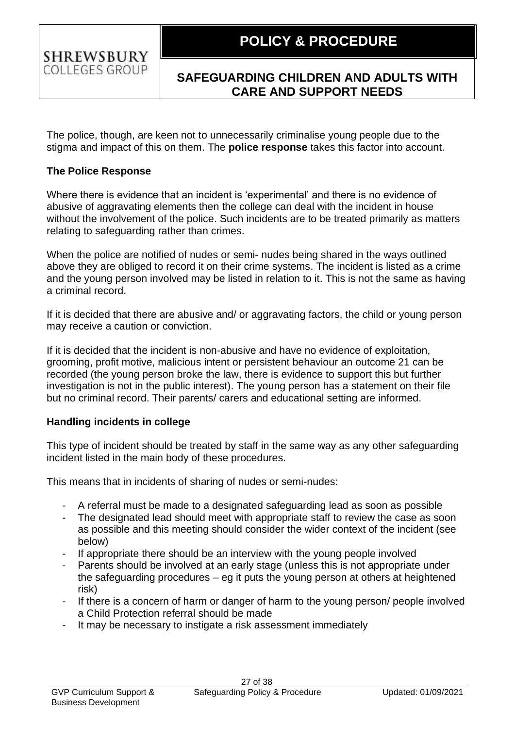The police, though, are keen not to unnecessarily criminalise young people due to the stigma and impact of this on them. The **police response** takes this factor into account.

**The Police Response**

Where there is evidence that an incident is 'experimental' and there is no evidence of abusive of aggravating elements then the college can deal with the incident in house without the involvement of the police. Such incidents are to be treated primarily as matters relating to safeguarding rather than crimes.

When the police are notified of nudes or semi- nudes being shared in the ways outlined above they are obliged to record it on their crime systems. The incident is listed as a crime and the young person involved may be listed in relation to it. This is not the same as having a criminal record.

If it is decided that there are abusive and/ or aggravating factors, the child or young person may receive a caution or conviction.

If it is decided that the incident is non-abusive and have no evidence of exploitation, grooming, profit motive, malicious intent or persistent behaviour an outcome 21 can be recorded (the young person broke the law, there is evidence to support this but further investigation is not in the public interest). The young person has a statement on their file but no criminal record. Their parents/ carers and educational setting are informed.

**Handling incidents in college**

This type of incident should be treated by staff in the same way as any other safeguarding incident listed in the main body of these procedures.

This means that in incidents of sharing of nudes or semi-nudes:

- A referral must be made to a designated safeguarding lead as soon as possible
- The designated lead should meet with appropriate staff to review the case as soon as possible and this meeting should consider the wider context of the incident (see below)
- If appropriate there should be an interview with the young people involved
- Parents should be involved at an early stage (unless this is not appropriate under the safeguarding procedures – eg it puts the young person at others at heightened risk)
- If there is a concern of harm or danger of harm to the young person/ people involved a Child Protection referral should be made
- It may be necessary to instigate a risk assessment immediately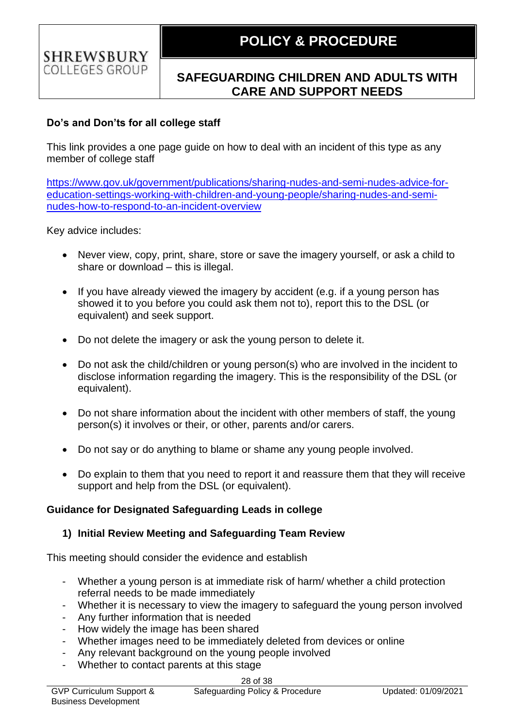### Do's and Don'ts for all college staff

This link provides a one page guide on how to deal with an incident of this type as any member of college staff

https://www.gov.uk/government/publications/sharing-nudes-and-semi-nudes-advice-for-education-settings-working-with-children-and-young-people/sharing-nudes-and-semi-nudes-how-to-respond-to-an-incident-overview

Key advice includes:

- Never view, copy, print, share, store or save the imagery yourself, or ask a child to share or download – this is illegal.
- If you have already viewed the imagery by accident (e.g. if a young person has showed it to you before you could ask them not to), report this to the DSL (or equivalent) and seek support.
- Do not delete the imagery or ask the young person to delete it.
- Do not ask the child/children or young person(s) who are involved in the incident to disclose information regarding the imagery. This is the responsibility of the DSL (or equivalent).
- Do not share information about the incident with other members of staff, the young person(s) it involves or their, or other, parents and/or carers.
- Do not say or do anything to blame or shame any young people involved.
- Do explain to them that you need to report it and reassure them that they will receive support and help from the DSL (or equivalent).

### Guidance for Designated Safeguarding Leads in college

#### 1) Initial Review Meeting and Safeguarding Team Review

This meeting should consider the evidence and establish

- Whether a young person is at immediate risk of harm/ whether a child protection referral needs to be made immediately
- Whether it is necessary to view the imagery to safeguard the young person involved
- Any further information that is needed
- How widely the image has been shared
- Whether images need to be immediately deleted from devices or online
- Any relevant background on the young people involved
- Whether to contact parents at this stage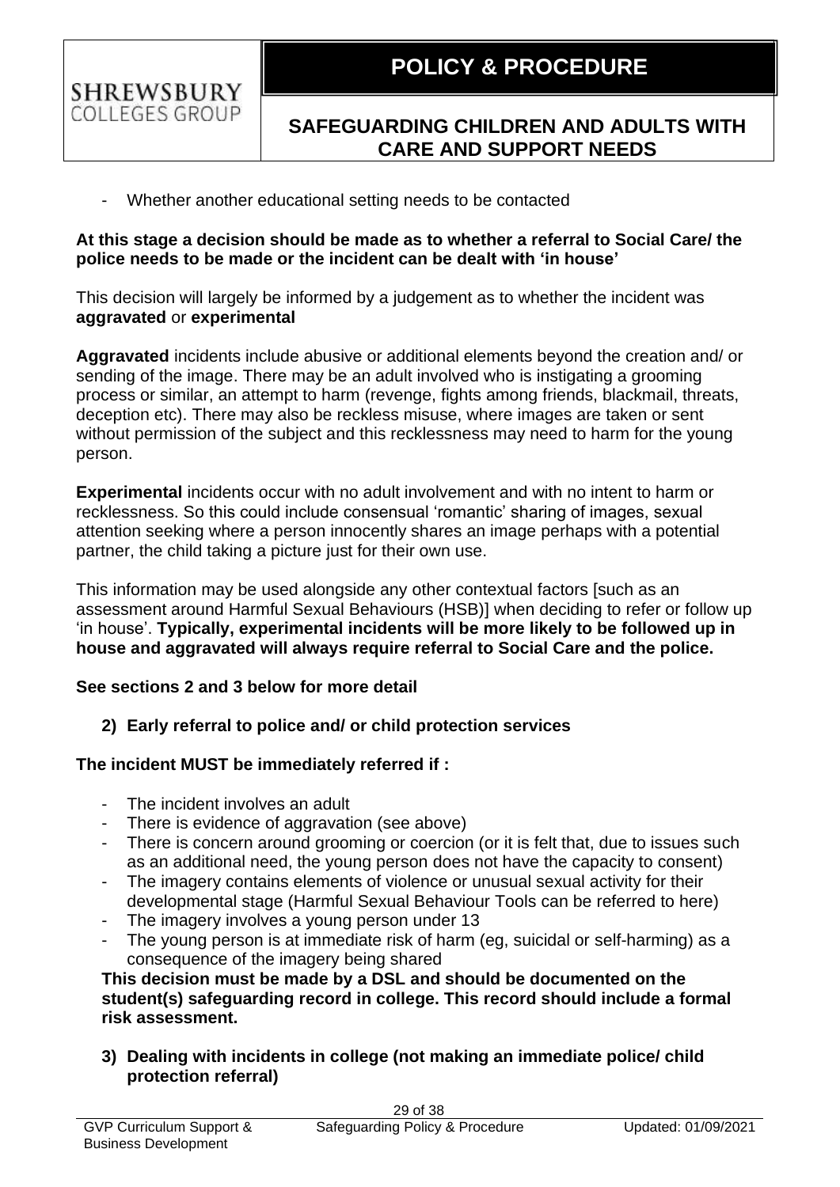- Whether another educational setting needs to be contacted

**At this stage a decision should be made as to whether a referral to Social Care/ the police needs to be made or the incident can be dealt with 'in house'**

This decision will largely be informed by a judgement as to whether the incident was **aggravated** or **experimental**

**Aggravated** incidents include abusive or additional elements beyond the creation and/ or sending of the image. There may be an adult involved who is instigating a grooming process or similar, an attempt to harm (revenge, fights among friends, blackmail, threats, deception etc). There may also be reckless misuse, where images are taken or sent without permission of the subject and this recklessness may need to harm for the young person.

**Experimental** incidents occur with no adult involvement and with no intent to harm or recklessness. So this could include consensual 'romantic' sharing of images, sexual attention seeking where a person innocently shares an image perhaps with a potential partner, the child taking a picture just for their own use.

This information may be used alongside any other contextual factors [such as an assessment around Harmful Sexual Behaviours (HSB)] when deciding to refer or follow up 'in house'. **Typically, experimental incidents will be more likely to be followed up in house and aggravated will always require referral to Social Care and the police.**

**See sections 2 and 3 below for more detail**

**2) Early referral to police and/ or child protection services**

**The incident MUST be immediately referred if :**

- The incident involves an adult
- There is evidence of aggravation (see above)
- There is concern around grooming or coercion (or it is felt that, due to issues such as an additional need, the young person does not have the capacity to consent)
- The imagery contains elements of violence or unusual sexual activity for their developmental stage (Harmful Sexual Behaviour Tools can be referred to here)
- The imagery involves a young person under 13
- The young person is at immediate risk of harm (eg, suicidal or self-harming) as a consequence of the imagery being shared

**This decision must be made by a DSL and should be documented on the student(s) safeguarding record in college. This record should include a formal risk assessment.**

**3) Dealing with incidents in college (not making an immediate police/ child protection referral)**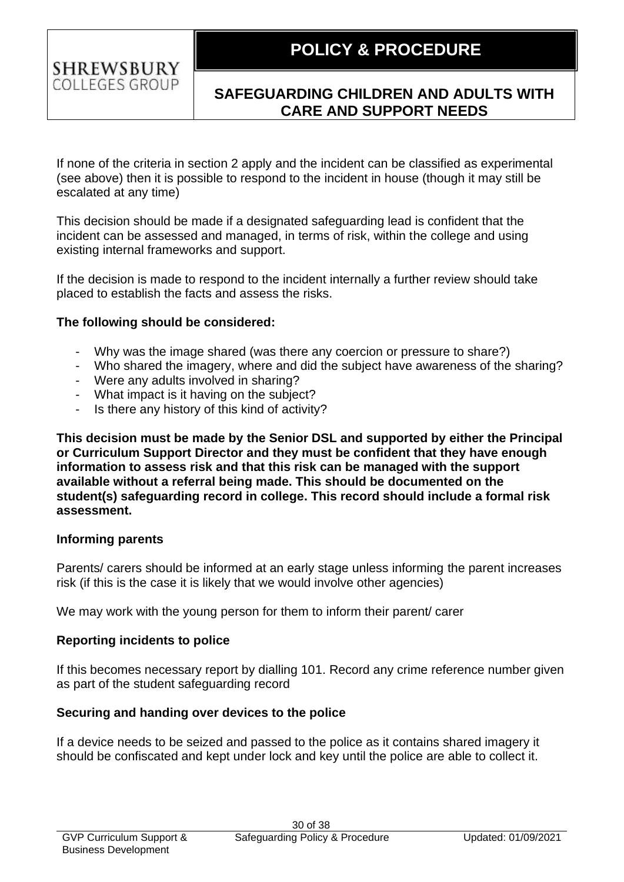If none of the criteria in section 2 apply and the incident can be classified as experimental (see above) then it is possible to respond to the incident in house (though it may still be escalated at any time)

This decision should be made if a designated safeguarding lead is confident that the incident can be assessed and managed, in terms of risk, within the college and using existing internal frameworks and support.

If the decision is made to respond to the incident internally a further review should take placed to establish the facts and assess the risks.

**The following should be considered:**

- Why was the image shared (was there any coercion or pressure to share?)
- Who shared the imagery, where and did the subject have awareness of the sharing?
- Were any adults involved in sharing?
- What impact is it having on the subject?
- Is there any history of this kind of activity?

**This decision must be made by the Senior DSL and supported by either the Principal or Curriculum Support Director and they must be confident that they have enough information to assess risk and that this risk can be managed with the support available without a referral being made. This should be documented on the student(s) safeguarding record in college. This record should include a formal risk assessment.**

**Informing parents**

Parents/ carers should be informed at an early stage unless informing the parent increases risk (if this is the case it is likely that we would involve other agencies)

We may work with the young person for them to inform their parent/ carer

**Reporting incidents to police**

If this becomes necessary report by dialling 101. Record any crime reference number given as part of the student safeguarding record

**Securing and handing over devices to the police**

If a device needs to be seized and passed to the police as it contains shared imagery it should be confiscated and kept under lock and key until the police are able to collect it.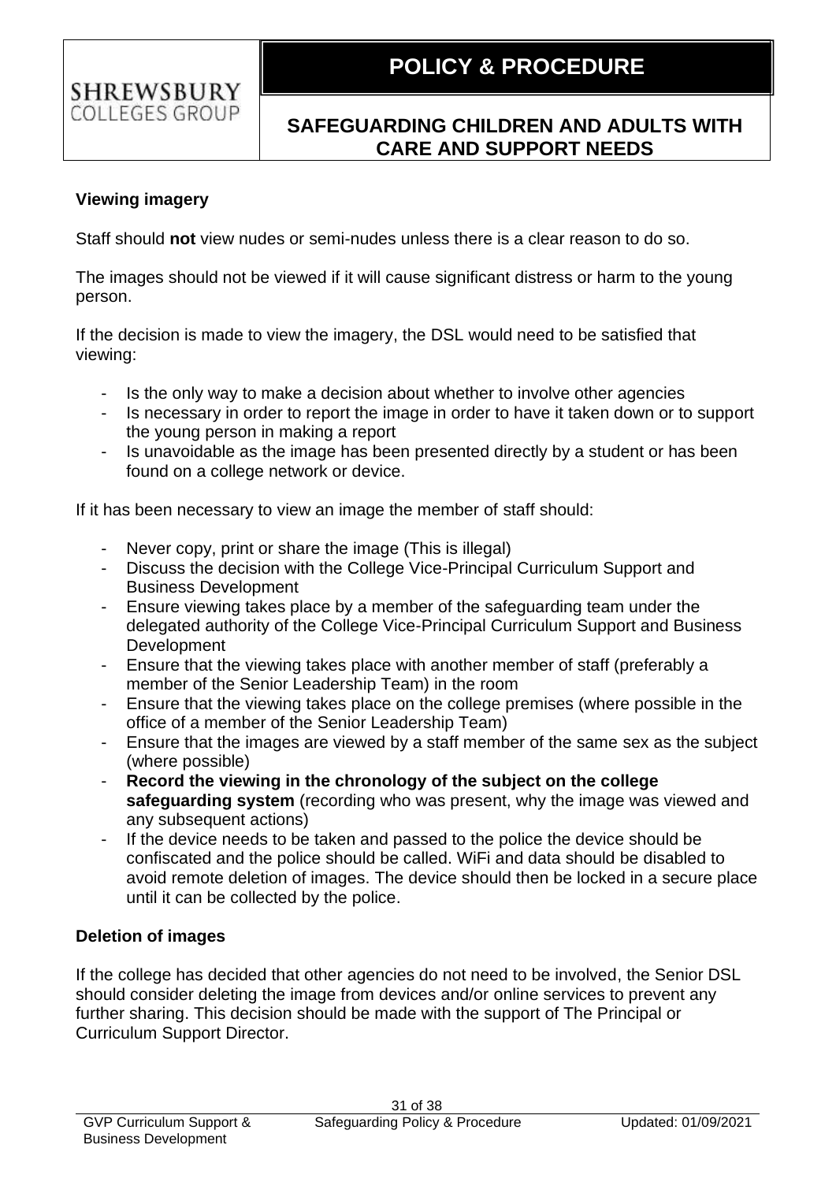### Viewing imagery

Staff should **not** view nudes or semi-nudes unless there is a clear reason to do so.

The images should not be viewed if it will cause significant distress or harm to the young person.

If the decision is made to view the imagery, the DSL would need to be satisfied that viewing:

- Is the only way to make a decision about whether to involve other agencies
- Is necessary in order to report the image in order to have it taken down or to support the young person in making a report
- Is unavoidable as the image has been presented directly by a student or has been found on a college network or device.

If it has been necessary to view an image the member of staff should:

- Never copy, print or share the image (This is illegal)
- Discuss the decision with the College Vice-Principal Curriculum Support and Business Development
- Ensure viewing takes place by a member of the safeguarding team under the delegated authority of the College Vice-Principal Curriculum Support and Business Development
- Ensure that the viewing takes place with another member of staff (preferably a member of the Senior Leadership Team) in the room
- Ensure that the viewing takes place on the college premises (where possible in the office of a member of the Senior Leadership Team)
- Ensure that the images are viewed by a staff member of the same sex as the subject (where possible)
- **Record the viewing in the chronology of the subject on the college safeguarding system** (recording who was present, why the image was viewed and any subsequent actions)
- If the device needs to be taken and passed to the police the device should be confiscated and the police should be called. WiFi and data should be disabled to avoid remote deletion of images. The device should then be locked in a secure place until it can be collected by the police.

### Deletion of images

If the college has decided that other agencies do not need to be involved, the Senior DSL should consider deleting the image from devices and/or online services to prevent any further sharing. This decision should be made with the support of The Principal or Curriculum Support Director.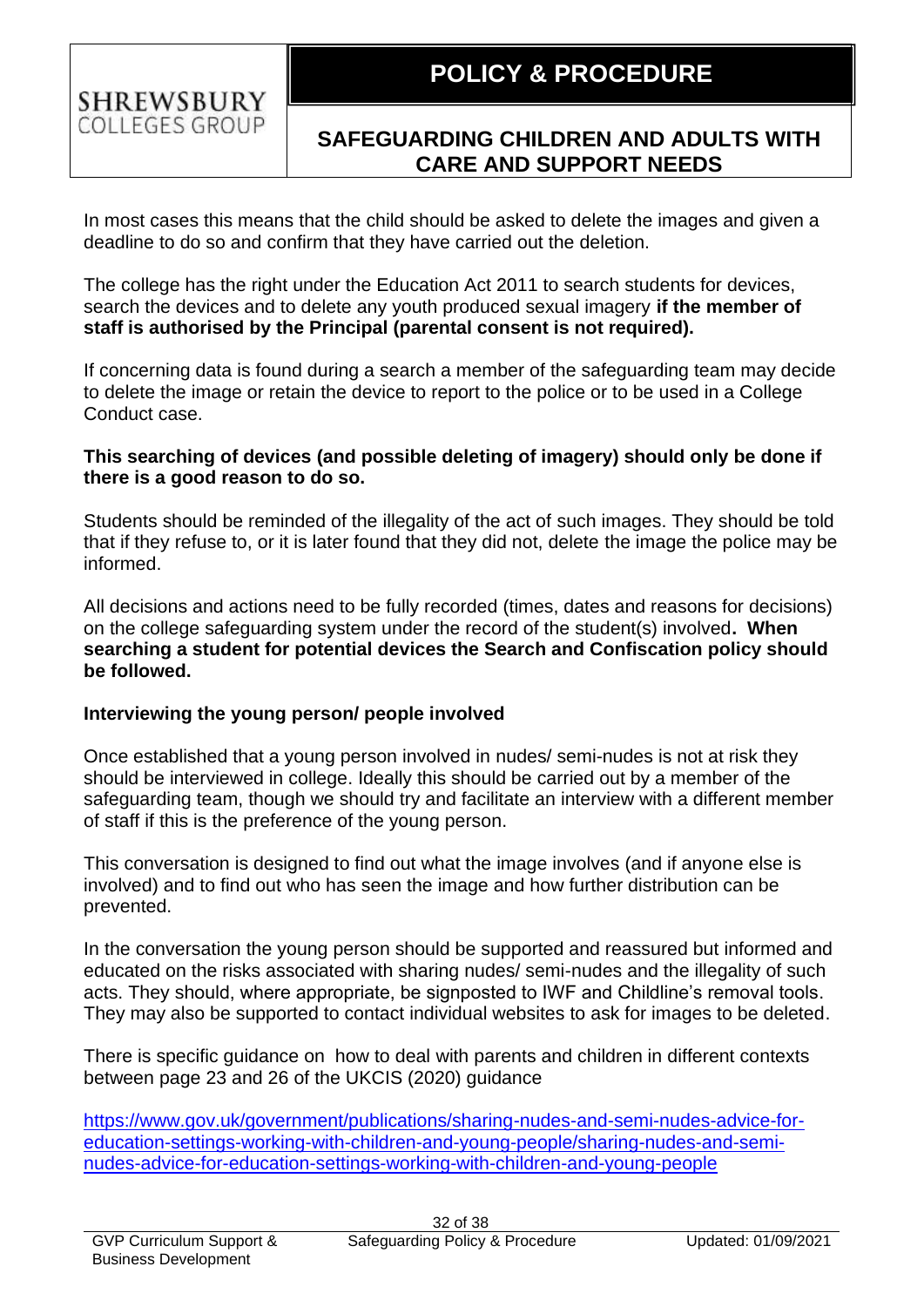In most cases this means that the child should be asked to delete the images and given a deadline to do so and confirm that they have carried out the deletion.

The college has the right under the Education Act 2011 to search students for devices, search the devices and to delete any youth produced sexual imagery **if the member of staff is authorised by the Principal (parental consent is not required).**

If concerning data is found during a search a member of the safeguarding team may decide to delete the image or retain the device to report to the police or to be used in a College Conduct case.

**This searching of devices (and possible deleting of imagery) should only be done if there is a good reason to do so.**

Students should be reminded of the illegality of the act of such images. They should be told that if they refuse to, or it is later found that they did not, delete the image the police may be informed.

All decisions and actions need to be fully recorded (times, dates and reasons for decisions) on the college safeguarding system under the record of the student(s) involved**. When searching a student for potential devices the Search and Confiscation policy should be followed.**

**Interviewing the young person/ people involved**

Once established that a young person involved in nudes/ semi-nudes is not at risk they should be interviewed in college. Ideally this should be carried out by a member of the safeguarding team, though we should try and facilitate an interview with a different member of staff if this is the preference of the young person.

This conversation is designed to find out what the image involves (and if anyone else is involved) and to find out who has seen the image and how further distribution can be prevented.

In the conversation the young person should be supported and reassured but informed and educated on the risks associated with sharing nudes/ semi-nudes and the illegality of such acts. They should, where appropriate, be signposted to IWF and Childline's removal tools. They may also be supported to contact individual websites to ask for images to be deleted.

There is specific guidance on how to deal with parents and children in different contexts between page 23 and 26 of the UKCIS (2020) guidance

https://www.gov.uk/government/publications/sharing-nudes-and-semi-nudes-advice-for-education-settings-working-with-children-and-young-people/sharing-nudes-and-semi-nudes-advice-for-education-settings-working-with-children-and-young-people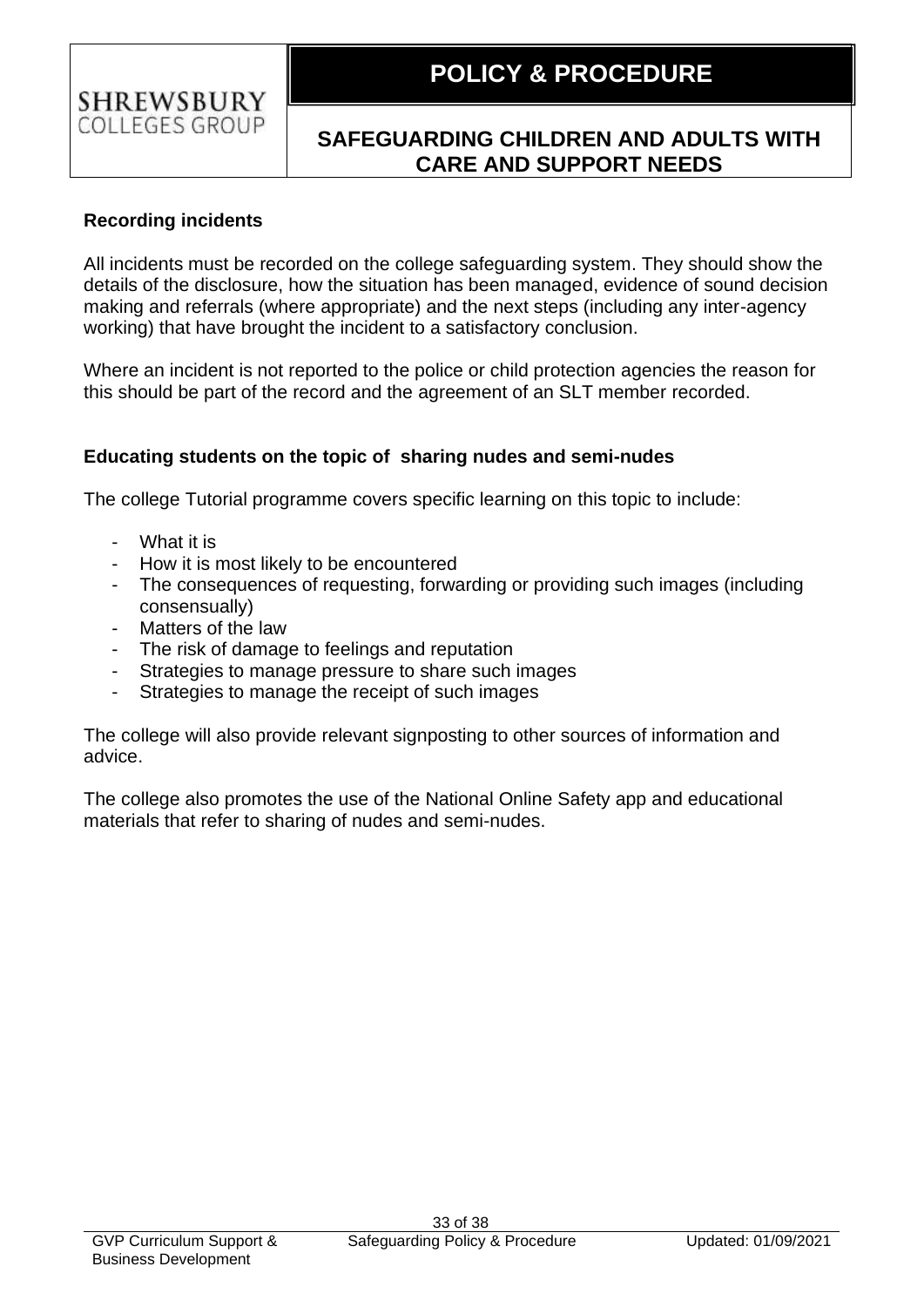**Recording incidents**

All incidents must be recorded on the college safeguarding system. They should show the details of the disclosure, how the situation has been managed, evidence of sound decision making and referrals (where appropriate) and the next steps (including any inter-agency working) that have brought the incident to a satisfactory conclusion.

Where an incident is not reported to the police or child protection agencies the reason for this should be part of the record and the agreement of an SLT member recorded.

**Educating students on the topic of sharing nudes and semi-nudes**

The college Tutorial programme covers specific learning on this topic to include:

- What it is
- How it is most likely to be encountered
- The consequences of requesting, forwarding or providing such images (including consensually)
- Matters of the law
- The risk of damage to feelings and reputation
- Strategies to manage pressure to share such images
- Strategies to manage the receipt of such images

The college will also provide relevant signposting to other sources of information and advice.

The college also promotes the use of the National Online Safety app and educational materials that refer to sharing of nudes and semi-nudes.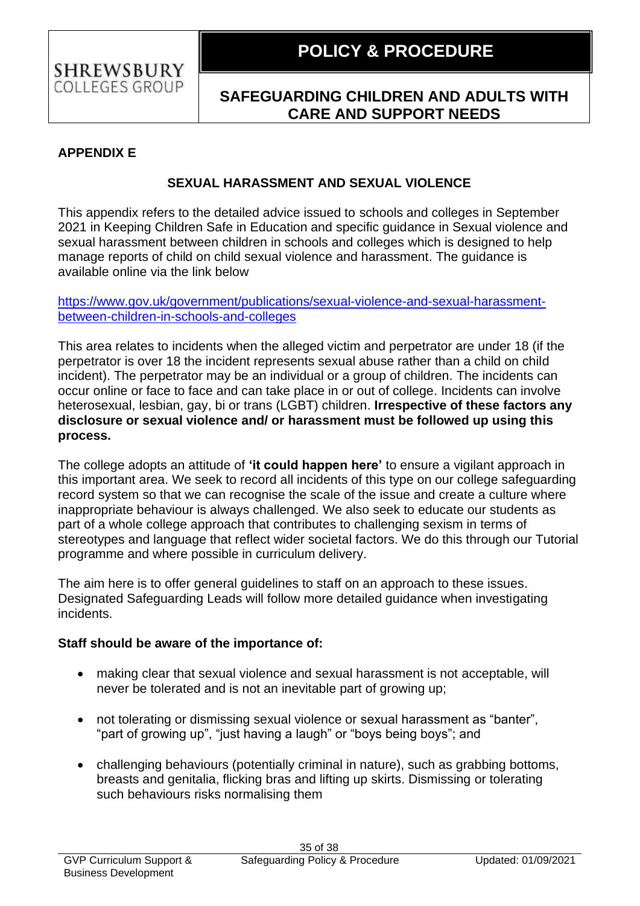## APPENDIX E

### SEXUAL HARASSMENT AND SEXUAL VIOLENCE

This appendix refers to the detailed advice issued to schools and colleges in September 2021 in Keeping Children Safe in Education and specific guidance in Sexual violence and sexual harassment between children in schools and colleges which is designed to help manage reports of child on child sexual violence and harassment. The guidance is available online via the link below

https://www.gov.uk/government/publications/sexual-violence-and-sexual-harassment-between-children-in-schools-and-colleges

This area relates to incidents when the alleged victim and perpetrator are under 18 (if the perpetrator is over 18 the incident represents sexual abuse rather than a child on child incident). The perpetrator may be an individual or a group of children. The incidents can occur online or face to face and can take place in or out of college. Incidents can involve heterosexual, lesbian, gay, bi or trans (LGBT) children. **Irrespective of these factors any disclosure or sexual violence and/ or harassment must be followed up using this process.**

The college adopts an attitude of **'it could happen here'** to ensure a vigilant approach in this important area. We seek to record all incidents of this type on our college safeguarding record system so that we can recognise the scale of the issue and create a culture where inappropriate behaviour is always challenged. We also seek to educate our students as part of a whole college approach that contributes to challenging sexism in terms of stereotypes and language that reflect wider societal factors. We do this through our Tutorial programme and where possible in curriculum delivery.

The aim here is to offer general guidelines to staff on an approach to these issues. Designated Safeguarding Leads will follow more detailed guidance when investigating incidents.

**Staff should be aware of the importance of:**

- making clear that sexual violence and sexual harassment is not acceptable, will never be tolerated and is not an inevitable part of growing up;
- not tolerating or dismissing sexual violence or sexual harassment as "banter", "part of growing up", "just having a laugh" or "boys being boys"; and
- challenging behaviours (potentially criminal in nature), such as grabbing bottoms, breasts and genitalia, flicking bras and lifting up skirts. Dismissing or tolerating such behaviours risks normalising them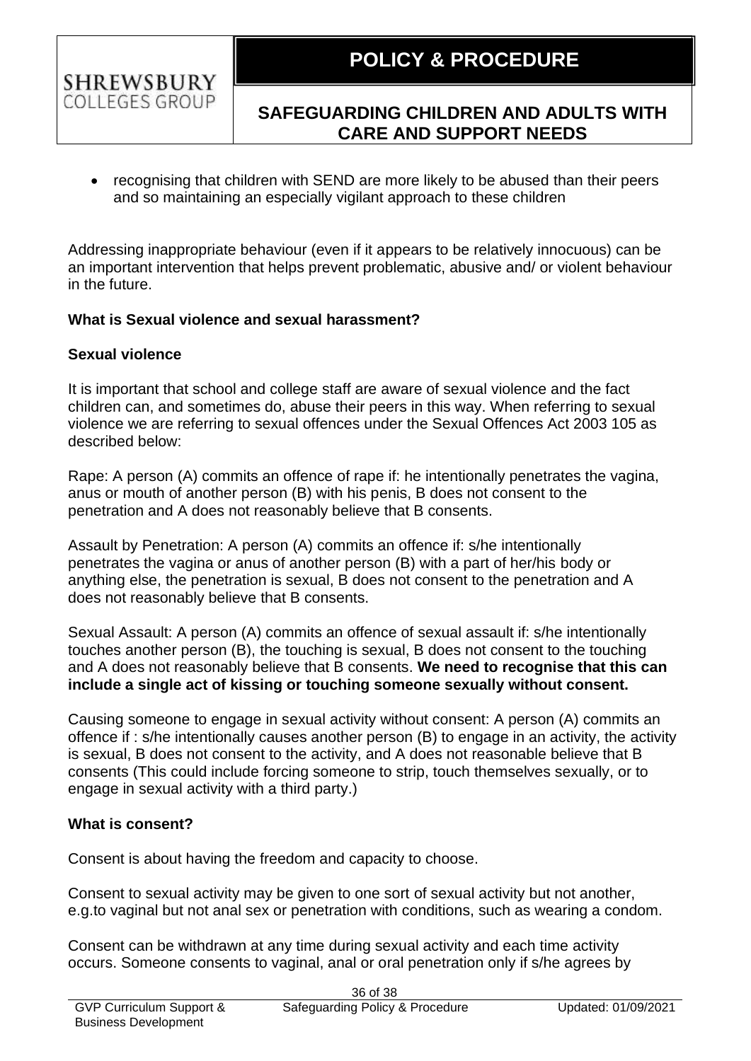- recognising that children with SEND are more likely to be abused than their peers and so maintaining an especially vigilant approach to these children

Addressing inappropriate behaviour (even if it appears to be relatively innocuous) can be an important intervention that helps prevent problematic, abusive and/ or violent behaviour in the future.

**What is Sexual violence and sexual harassment?**

**Sexual violence**

It is important that school and college staff are aware of sexual violence and the fact children can, and sometimes do, abuse their peers in this way. When referring to sexual violence we are referring to sexual offences under the Sexual Offences Act 2003 105 as described below:

Rape: A person (A) commits an offence of rape if: he intentionally penetrates the vagina, anus or mouth of another person (B) with his penis, B does not consent to the penetration and A does not reasonably believe that B consents.

Assault by Penetration: A person (A) commits an offence if: s/he intentionally penetrates the vagina or anus of another person (B) with a part of her/his body or anything else, the penetration is sexual, B does not consent to the penetration and A does not reasonably believe that B consents.

Sexual Assault: A person (A) commits an offence of sexual assault if: s/he intentionally touches another person (B), the touching is sexual, B does not consent to the touching and A does not reasonably believe that B consents. **We need to recognise that this can include a single act of kissing or touching someone sexually without consent.**

Causing someone to engage in sexual activity without consent: A person (A) commits an offence if : s/he intentionally causes another person (B) to engage in an activity, the activity is sexual, B does not consent to the activity, and A does not reasonable believe that B consents (This could include forcing someone to strip, touch themselves sexually, or to engage in sexual activity with a third party.)

**What is consent?**

Consent is about having the freedom and capacity to choose.

Consent to sexual activity may be given to one sort of sexual activity but not another, e.g.to vaginal but not anal sex or penetration with conditions, such as wearing a condom.

Consent can be withdrawn at any time during sexual activity and each time activity occurs. Someone consents to vaginal, anal or oral penetration only if s/he agrees by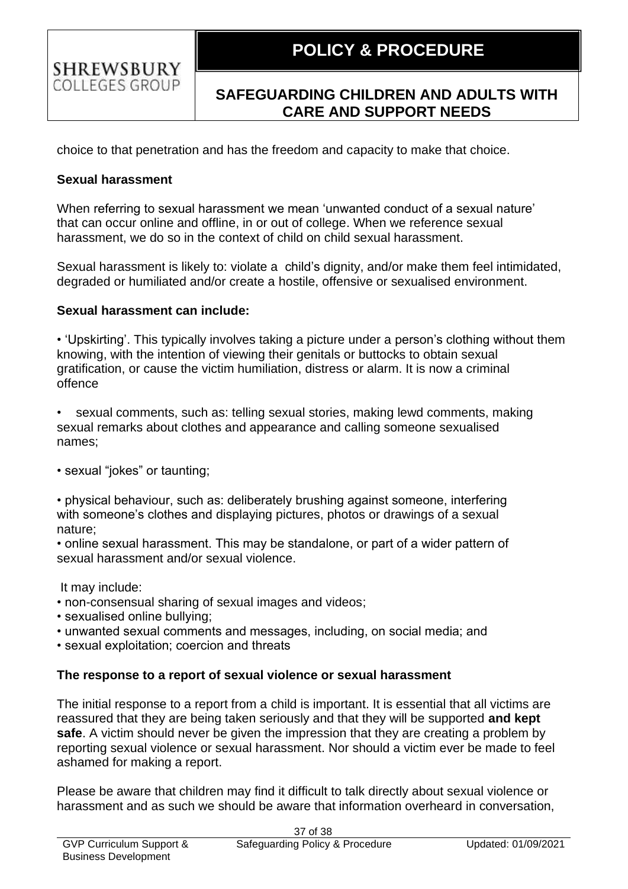choice to that penetration and has the freedom and capacity to make that choice.

**Sexual harassment**

When referring to sexual harassment we mean 'unwanted conduct of a sexual nature' that can occur online and offline, in or out of college. When we reference sexual harassment, we do so in the context of child on child sexual harassment.

Sexual harassment is likely to: violate a child's dignity, and/or make them feel intimidated, degraded or humiliated and/or create a hostile, offensive or sexualised environment.

**Sexual harassment can include:**

• 'Upskirting'. This typically involves taking a picture under a person's clothing without them knowing, with the intention of viewing their genitals or buttocks to obtain sexual gratification, or cause the victim humiliation, distress or alarm. It is now a criminal offence

• sexual comments, such as: telling sexual stories, making lewd comments, making sexual remarks about clothes and appearance and calling someone sexualised names;

• sexual "jokes" or taunting;

• physical behaviour, such as: deliberately brushing against someone, interfering with someone's clothes and displaying pictures, photos or drawings of a sexual nature;

• online sexual harassment. This may be standalone, or part of a wider pattern of sexual harassment and/or sexual violence.

It may include:

• non-consensual sharing of sexual images and videos;
• sexualised online bullying;
• unwanted sexual comments and messages, including, on social media; and
• sexual exploitation; coercion and threats

**The response to a report of sexual violence or sexual harassment**

The initial response to a report from a child is important. It is essential that all victims are reassured that they are being taken seriously and that they will be supported **and kept safe**. A victim should never be given the impression that they are creating a problem by reporting sexual violence or sexual harassment. Nor should a victim ever be made to feel ashamed for making a report.

Please be aware that children may find it difficult to talk directly about sexual violence or harassment and as such we should be aware that information overheard in conversation,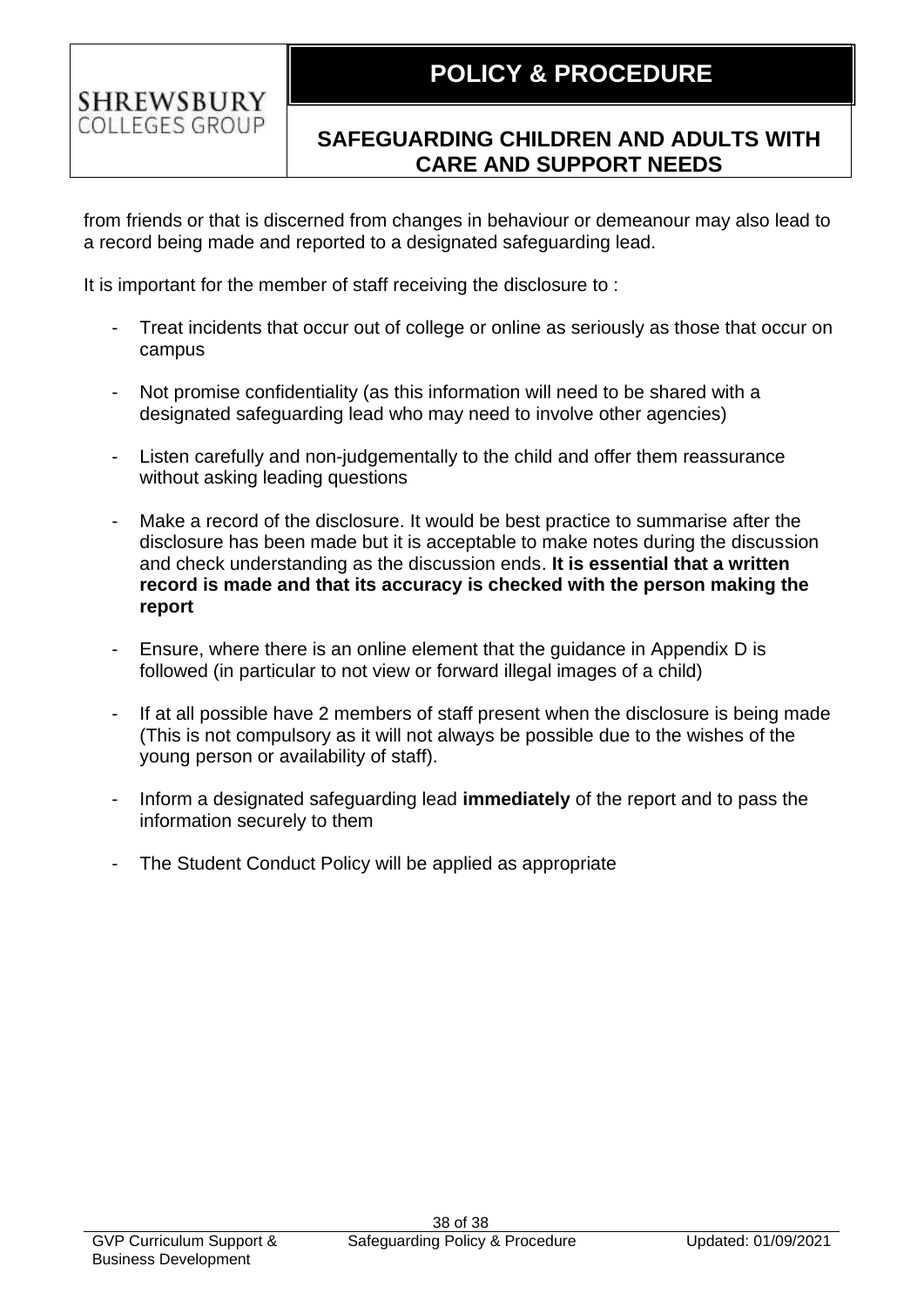from friends or that is discerned from changes in behaviour or demeanour may also lead to a record being made and reported to a designated safeguarding lead.

It is important for the member of staff receiving the disclosure to :

- Treat incidents that occur out of college or online as seriously as those that occur on campus
- Not promise confidentiality (as this information will need to be shared with a designated safeguarding lead who may need to involve other agencies)
- Listen carefully and non-judgementally to the child and offer them reassurance without asking leading questions
- Make a record of the disclosure. It would be best practice to summarise after the disclosure has been made but it is acceptable to make notes during the discussion and check understanding as the discussion ends. **It is essential that a written record is made and that its accuracy is checked with the person making the report**
- Ensure, where there is an online element that the guidance in Appendix D is followed (in particular to not view or forward illegal images of a child)
- If at all possible have 2 members of staff present when the disclosure is being made (This is not compulsory as it will not always be possible due to the wishes of the young person or availability of staff).
- Inform a designated safeguarding lead **immediately** of the report and to pass the information securely to them
- The Student Conduct Policy will be applied as appropriate